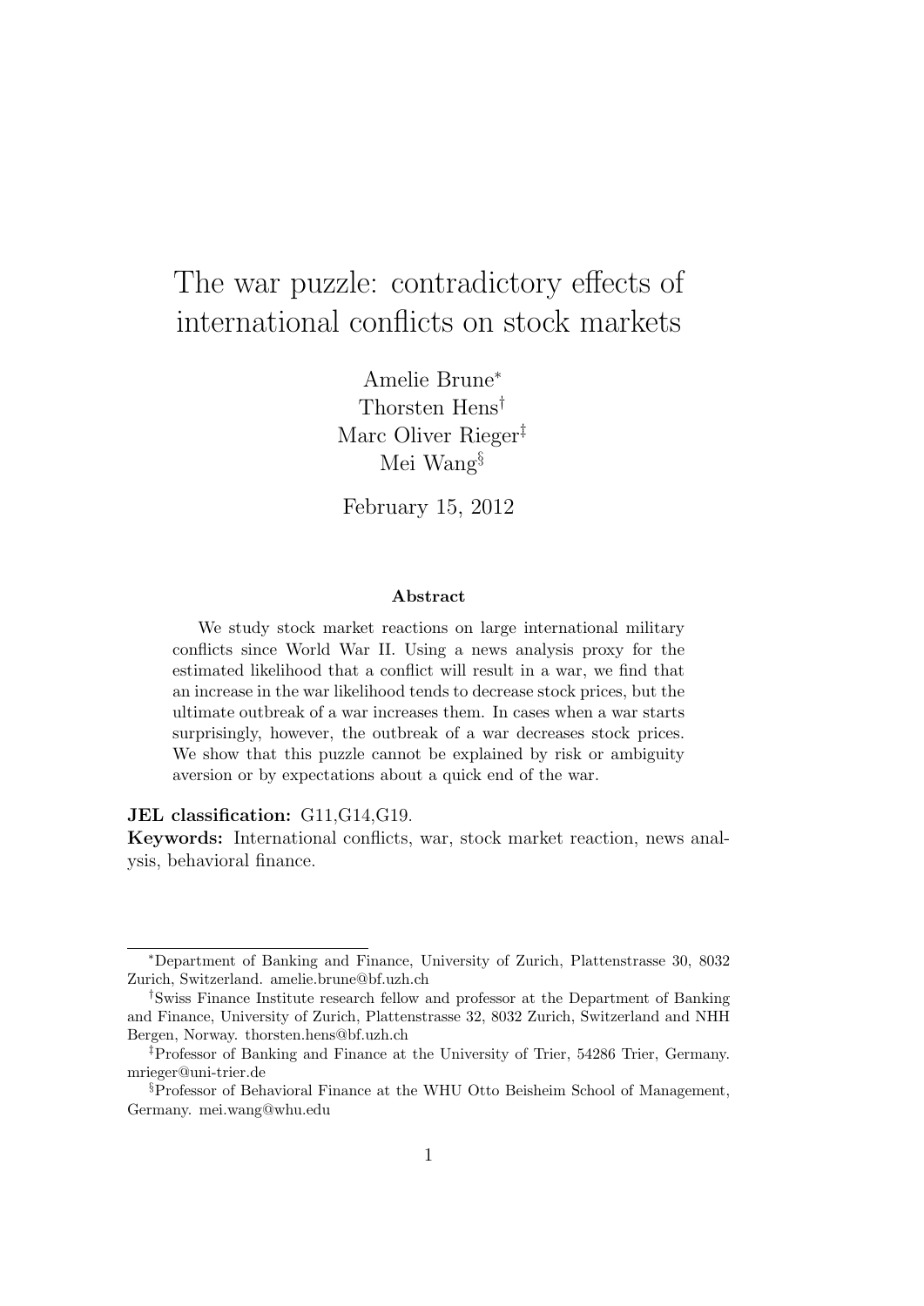# The war puzzle: contradictory effects of international conflicts on stock markets

Amelie Brune[*]
Thorsten Hens[†]
Marc Oliver Rieger[‡]
Mei Wang[§]

February 15, 2012

### Abstract

We study stock market reactions on large international military conflicts since World War II. Using a news analysis proxy for the estimated likelihood that a conflict will result in a war, we find that an increase in the war likelihood tends to decrease stock prices, but the ultimate outbreak of a war increases them. In cases when a war starts surprisingly, however, the outbreak of a war decreases stock prices. We show that this puzzle cannot be explained by risk or ambiguity aversion or by expectations about a quick end of the war.

**JEL classification:** G11,G14,G19.

**Keywords:** International conflicts, war, stock market reaction, news analysis, behavioral finance.

---

[*]Department of Banking and Finance, University of Zurich, Plattenstrasse 30, 8032 Zurich, Switzerland. amelie.brune@bf.uzh.ch

[†]Swiss Finance Institute research fellow and professor at the Department of Banking and Finance, University of Zurich, Plattenstrasse 32, 8032 Zurich, Switzerland and NHH Bergen, Norway. thorsten.hens@bf.uzh.ch

[‡]Professor of Banking and Finance at the University of Trier, 54286 Trier, Germany. mrieger@uni-trier.de

[§]Professor of Behavioral Finance at the WHU Otto Beisheim School of Management, Germany. mei.wang@whu.edu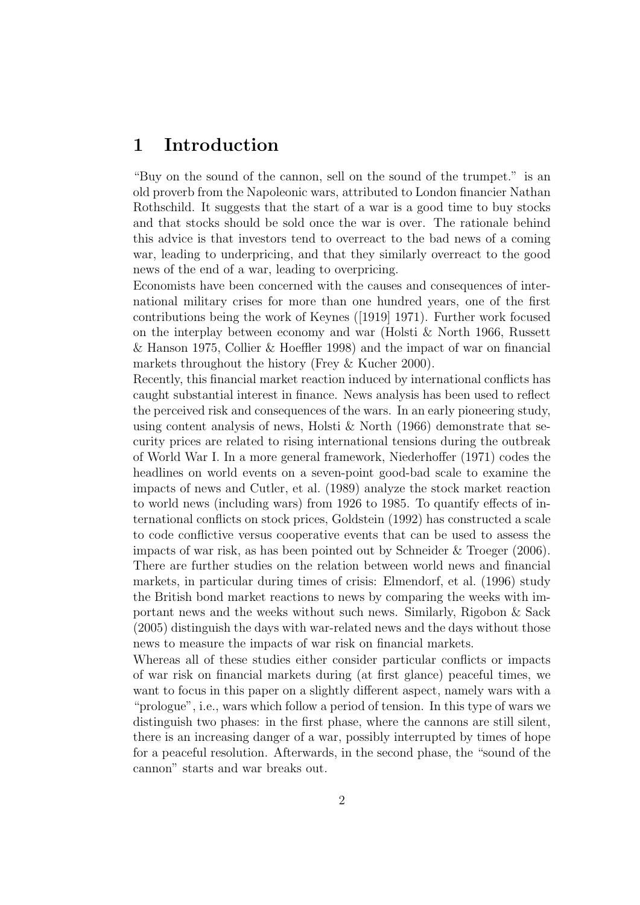# 1 Introduction

"Buy on the sound of the cannon, sell on the sound of the trumpet." is an old proverb from the Napoleonic wars, attributed to London financier Nathan Rothschild. It suggests that the start of a war is a good time to buy stocks and that stocks should be sold once the war is over. The rationale behind this advice is that investors tend to overreact to the bad news of a coming war, leading to underpricing, and that they similarly overreact to the good news of the end of a war, leading to overpricing.

Economists have been concerned with the causes and consequences of international military crises for more than one hundred years, one of the first contributions being the work of Keynes ([1919] 1971). Further work focused on the interplay between economy and war (Holsti & North 1966, Russett & Hanson 1975, Collier & Hoeffler 1998) and the impact of war on financial markets throughout the history (Frey & Kucher 2000).

Recently, this financial market reaction induced by international conflicts has caught substantial interest in finance. News analysis has been used to reflect the perceived risk and consequences of the wars. In an early pioneering study, using content analysis of news, Holsti & North (1966) demonstrate that security prices are related to rising international tensions during the outbreak of World War I. In a more general framework, Niederhoffer (1971) codes the headlines on world events on a seven-point good-bad scale to examine the impacts of news and Cutler, et al. (1989) analyze the stock market reaction to world news (including wars) from 1926 to 1985. To quantify effects of international conflicts on stock prices, Goldstein (1992) has constructed a scale to code conflictive versus cooperative events that can be used to assess the impacts of war risk, as has been pointed out by Schneider & Troeger (2006). There are further studies on the relation between world news and financial markets, in particular during times of crisis: Elmendorf, et al. (1996) study the British bond market reactions to news by comparing the weeks with important news and the weeks without such news. Similarly, Rigobon & Sack (2005) distinguish the days with war-related news and the days without those news to measure the impacts of war risk on financial markets.

Whereas all of these studies either consider particular conflicts or impacts of war risk on financial markets during (at first glance) peaceful times, we want to focus in this paper on a slightly different aspect, namely wars with a "prologue", i.e., wars which follow a period of tension. In this type of wars we distinguish two phases: in the first phase, where the cannons are still silent, there is an increasing danger of a war, possibly interrupted by times of hope for a peaceful resolution. Afterwards, in the second phase, the "sound of the cannon" starts and war breaks out.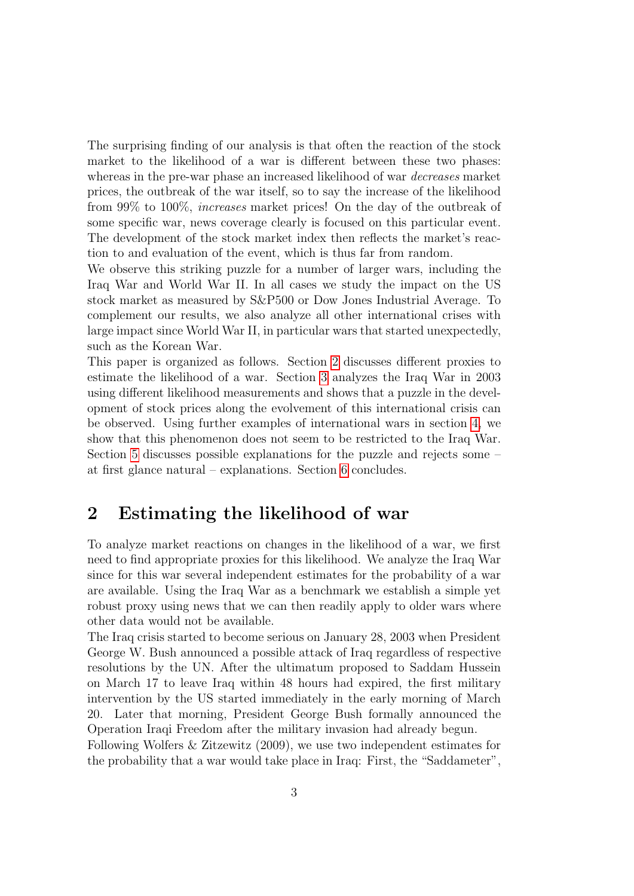The surprising finding of our analysis is that often the reaction of the stock market to the likelihood of a war is different between these two phases: whereas in the pre-war phase an increased likelihood of war *decreases* market prices, the outbreak of the war itself, so to say the increase of the likelihood from 99% to 100%, *increases* market prices! On the day of the outbreak of some specific war, news coverage clearly is focused on this particular event. The development of the stock market index then reflects the market's reaction to and evaluation of the event, which is thus far from random.

We observe this striking puzzle for a number of larger wars, including the Iraq War and World War II. In all cases we study the impact on the US stock market as measured by S&P500 or Dow Jones Industrial Average. To complement our results, we also analyze all other international crises with large impact since World War II, in particular wars that started unexpectedly, such as the Korean War.

This paper is organized as follows. Section 2 discusses different proxies to estimate the likelihood of a war. Section 3 analyzes the Iraq War in 2003 using different likelihood measurements and shows that a puzzle in the development of stock prices along the evolvement of this international crisis can be observed. Using further examples of international wars in section 4, we show that this phenomenon does not seem to be restricted to the Iraq War. Section 5 discusses possible explanations for the puzzle and rejects some – at first glance natural – explanations. Section 6 concludes.

## 2 Estimating the likelihood of war

To analyze market reactions on changes in the likelihood of a war, we first need to find appropriate proxies for this likelihood. We analyze the Iraq War since for this war several independent estimates for the probability of a war are available. Using the Iraq War as a benchmark we establish a simple yet robust proxy using news that we can then readily apply to older wars where other data would not be available.

The Iraq crisis started to become serious on January 28, 2003 when President George W. Bush announced a possible attack of Iraq regardless of respective resolutions by the UN. After the ultimatum proposed to Saddam Hussein on March 17 to leave Iraq within 48 hours had expired, the first military intervention by the US started immediately in the early morning of March 20. Later that morning, President George Bush formally announced the Operation Iraqi Freedom after the military invasion had already begun.

Following Wolfers & Zitzewitz (2009), we use two independent estimates for the probability that a war would take place in Iraq: First, the "Saddameter",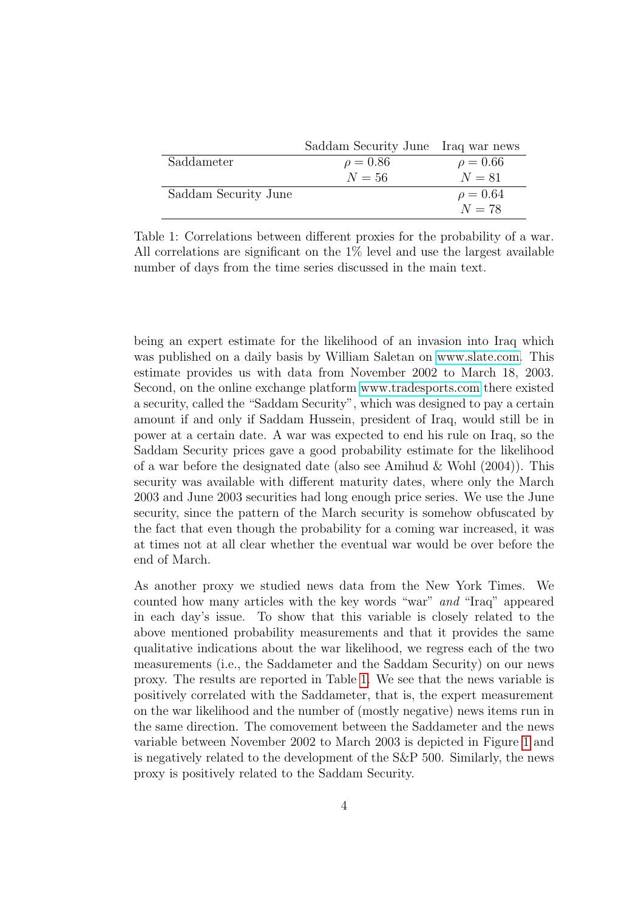| | Saddam Security June | Iraq war news |
|---|---|---|
| Saddameter | $\rho = 0.86$ | $\rho = 0.66$ |
| | $N = 56$ | $N = 81$ |
| Saddam Security June | | $\rho = 0.64$ |
| | | $N = 78$ |

Table 1: Correlations between different proxies for the probability of a war. All correlations are significant on the 1% level and use the largest available number of days from the time series discussed in the main text.

being an expert estimate for the likelihood of an invasion into Iraq which was published on a daily basis by William Saletan on www.slate.com. This estimate provides us with data from November 2002 to March 18, 2003. Second, on the online exchange platform www.tradesports.com there existed a security, called the "Saddam Security", which was designed to pay a certain amount if and only if Saddam Hussein, president of Iraq, would still be in power at a certain date. A war was expected to end his rule on Iraq, so the Saddam Security prices gave a good probability estimate for the likelihood of a war before the designated date (also see Amihud & Wohl (2004)). This security was available with different maturity dates, where only the March 2003 and June 2003 securities had long enough price series. We use the June security, since the pattern of the March security is somehow obfuscated by the fact that even though the probability for a coming war increased, it was at times not at all clear whether the eventual war would be over before the end of March.

As another proxy we studied news data from the New York Times. We counted how many articles with the key words "war" *and* "Iraq" appeared in each day's issue. To show that this variable is closely related to the above mentioned probability measurements and that it provides the same qualitative indications about the war likelihood, we regress each of the two measurements (i.e., the Saddameter and the Saddam Security) on our news proxy. The results are reported in Table 1. We see that the news variable is positively correlated with the Saddameter, that is, the expert measurement on the war likelihood and the number of (mostly negative) news items run in the same direction. The comovement between the Saddameter and the news variable between November 2002 to March 2003 is depicted in Figure 1 and is negatively related to the development of the S&P 500. Similarly, the news proxy is positively related to the Saddam Security.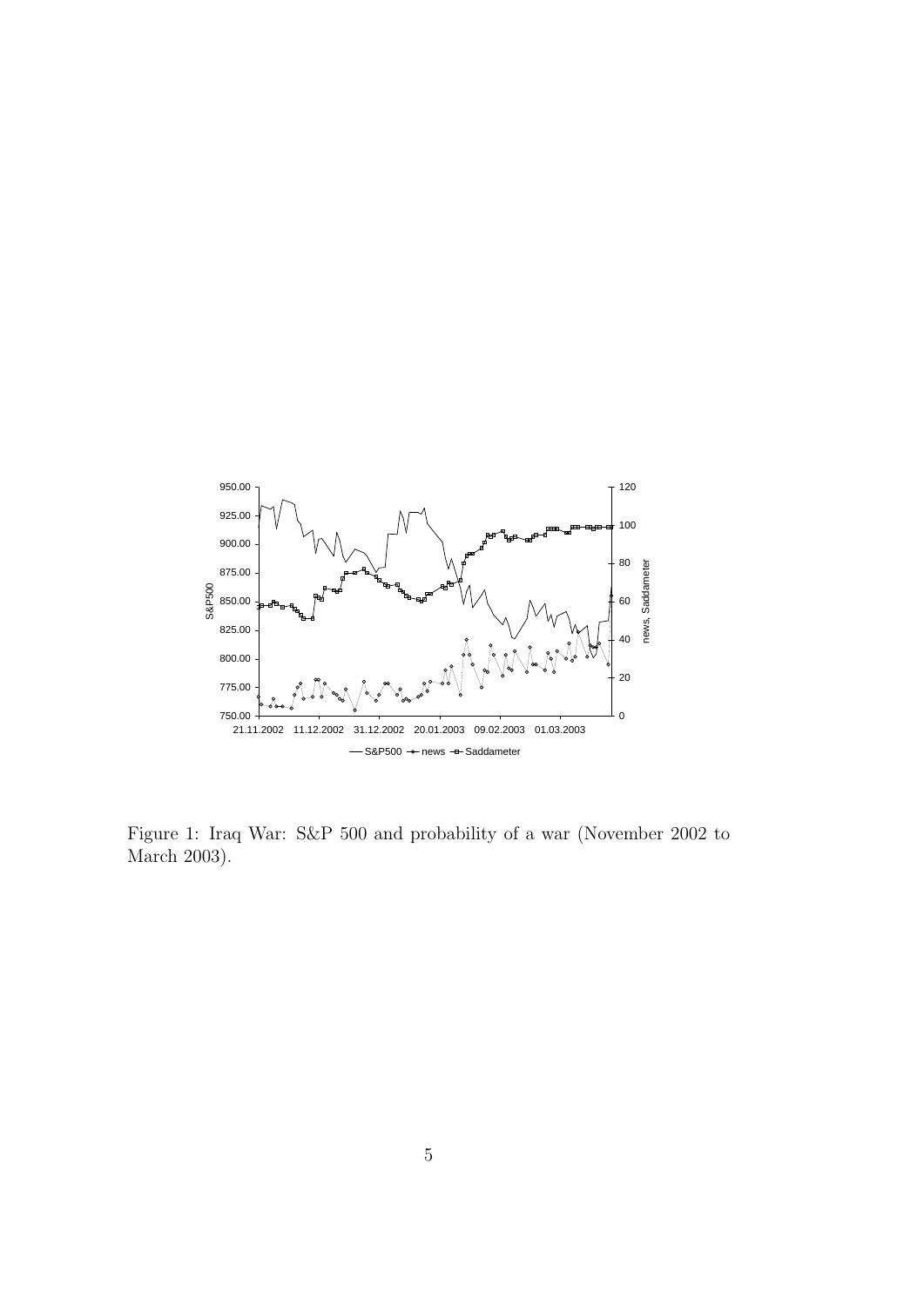Figure 1: Iraq War: S&P 500 and probability of a war (November 2002 to March 2003).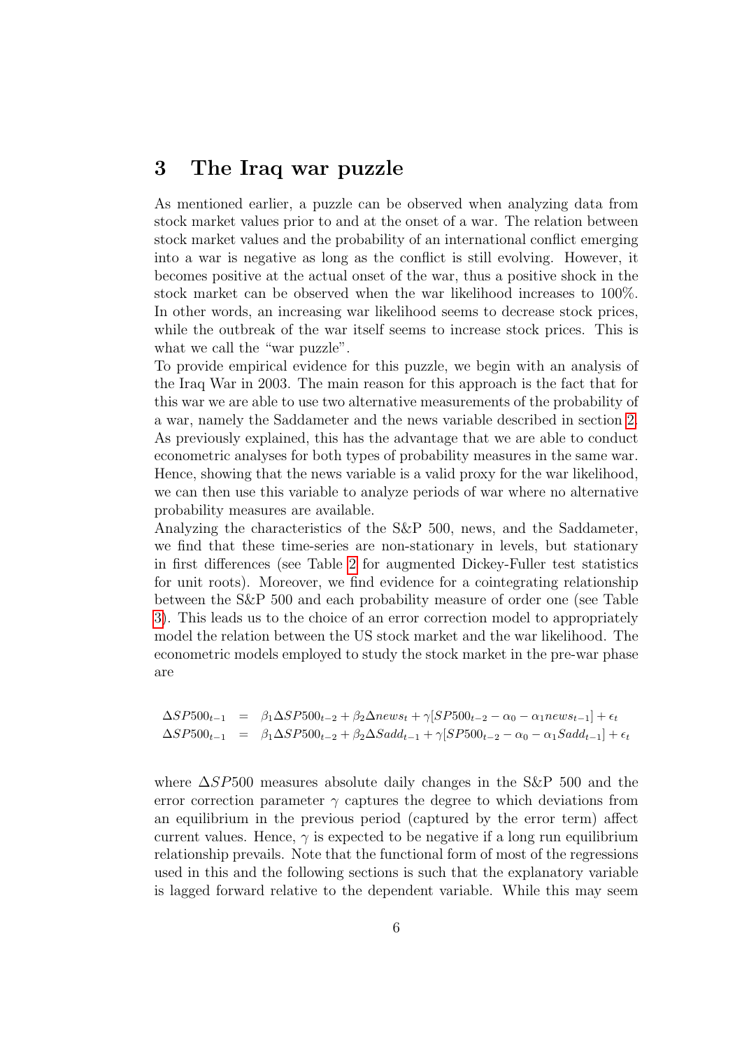## 3 The Iraq war puzzle

As mentioned earlier, a puzzle can be observed when analyzing data from stock market values prior to and at the onset of a war. The relation between stock market values and the probability of an international conflict emerging into a war is negative as long as the conflict is still evolving. However, it becomes positive at the actual onset of the war, thus a positive shock in the stock market can be observed when the war likelihood increases to 100%. In other words, an increasing war likelihood seems to decrease stock prices, while the outbreak of the war itself seems to increase stock prices. This is what we call the "war puzzle".

To provide empirical evidence for this puzzle, we begin with an analysis of the Iraq War in 2003. The main reason for this approach is the fact that for this war we are able to use two alternative measurements of the probability of a war, namely the Saddameter and the news variable described in section 2. As previously explained, this has the advantage that we are able to conduct econometric analyses for both types of probability measures in the same war. Hence, showing that the news variable is a valid proxy for the war likelihood, we can then use this variable to analyze periods of war where no alternative probability measures are available.

Analyzing the characteristics of the S&P 500, news, and the Saddameter, we find that these time-series are non-stationary in levels, but stationary in first differences (see Table 2 for augmented Dickey-Fuller test statistics for unit roots). Moreover, we find evidence for a cointegrating relationship between the S&P 500 and each probability measure of order one (see Table 3). This leads us to the choice of an error correction model to appropriately model the relation between the US stock market and the war likelihood. The econometric models employed to study the stock market in the pre-war phase are

$$
\begin{aligned}
\Delta SP500_{t-1} &= \beta_1 \Delta SP500_{t-2} + \beta_2 \Delta news_t + \gamma[SP500_{t-2} - \alpha_0 - \alpha_1 news_{t-1}] + \epsilon_t \\
\Delta SP500_{t-1} &= \beta_1 \Delta SP500_{t-2} + \beta_2 \Delta Sadd_{t-1} + \gamma[SP500_{t-2} - \alpha_0 - \alpha_1 Sadd_{t-1}] + \epsilon_t
\end{aligned}
$$

where $\Delta SP500$ measures absolute daily changes in the S&P 500 and the error correction parameter $\gamma$ captures the degree to which deviations from an equilibrium in the previous period (captured by the error term) affect current values. Hence, $\gamma$ is expected to be negative if a long run equilibrium relationship prevails. Note that the functional form of most of the regressions used in this and the following sections is such that the explanatory variable is lagged forward relative to the dependent variable. While this may seem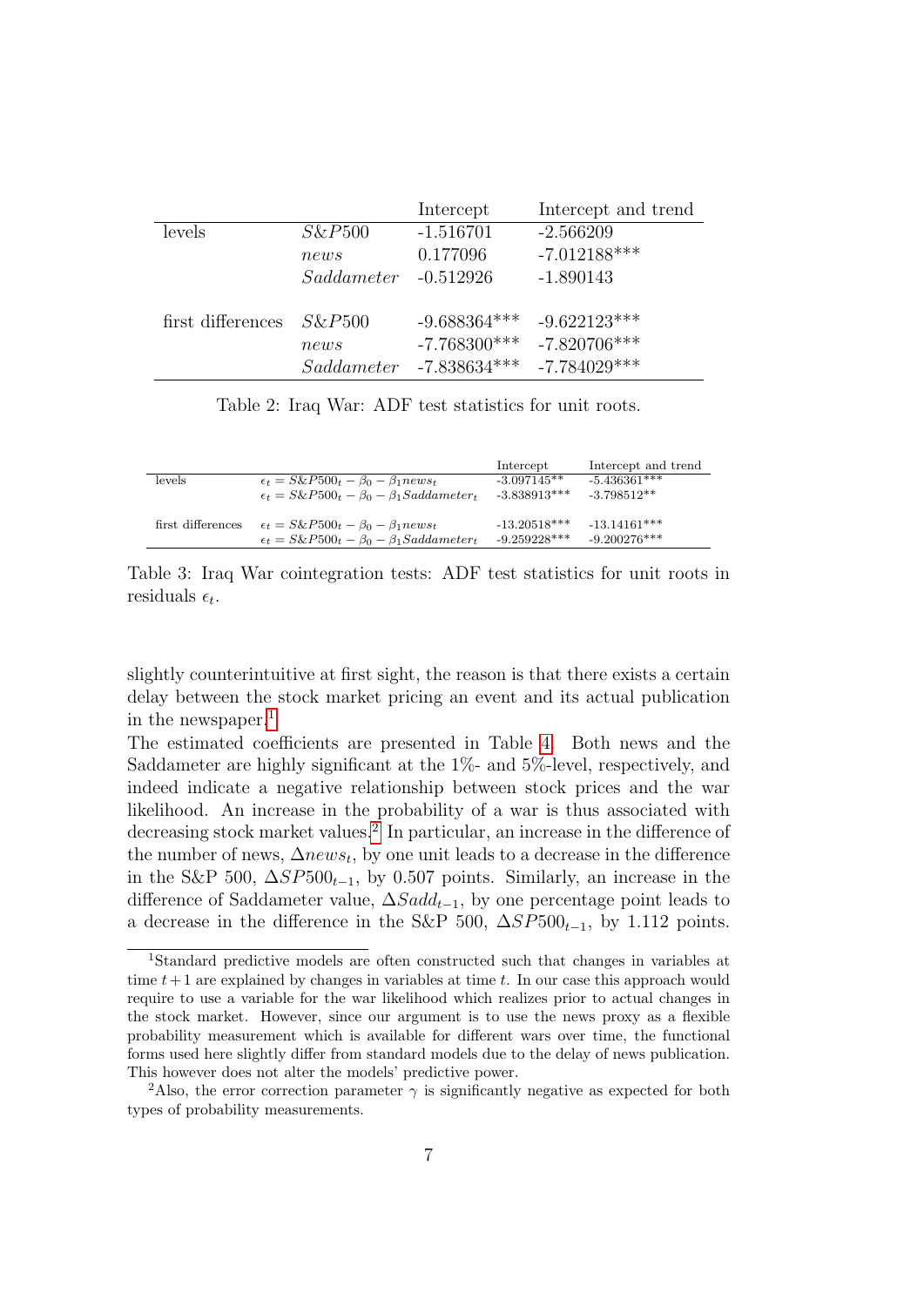| | | Intercept | Intercept and trend |
|---|---|---|---|
| levels | $S\&P500$ | -1.516701 | -2.566209 |
| | $news$ | 0.177096 | -7.012188*** |
| | $Saddameter$ | -0.512926 | -1.890143 |
| first differences | $S\&P500$ | -9.688364*** | -9.622123*** |
| | $news$ | -7.768300*** | -7.820706*** |
| | $Saddameter$ | -7.838634*** | -7.784029*** |

Table 2: Iraq War: ADF test statistics for unit roots.

| | | Intercept | Intercept and trend |
|---|---|---|---|
| levels | $\epsilon_t = S\&P500_t - \beta_0 - \beta_1 news_t$ | -3.097145** | -5.436361*** |
| | $\epsilon_t = S\&P500_t - \beta_0 - \beta_1 Saddameter_t$ | -3.838913*** | -3.798512** |
| first differences | $\epsilon_t = S\&P500_t - \beta_0 - \beta_1 news_t$ | -13.20518*** | -13.14161*** |
| | $\epsilon_t = S\&P500_t - \beta_0 - \beta_1 Saddameter_t$ | -9.259228*** | -9.200276*** |

Table 3: Iraq War cointegration tests: ADF test statistics for unit roots in residuals $\epsilon_t$.

slightly counterintuitive at first sight, the reason is that there exists a certain delay between the stock market pricing an event and its actual publication in the newspaper.[1]

The estimated coefficients are presented in Table 4. Both news and the Saddameter are highly significant at the 1%- and 5%-level, respectively, and indeed indicate a negative relationship between stock prices and the war likelihood. An increase in the probability of a war is thus associated with decreasing stock market values.[2] In particular, an increase in the difference of the number of news, $\Delta news_t$, by one unit leads to a decrease in the difference in the S&P 500, $\Delta SP500_{t-1}$, by 0.507 points. Similarly, an increase in the difference of Saddameter value, $\Delta Sadd_{t-1}$, by one percentage point leads to a decrease in the difference in the S&P 500, $\Delta SP500_{t-1}$, by 1.112 points.

[1] Standard predictive models are often constructed such that changes in variables at time $t+1$ are explained by changes in variables at time $t$. In our case this approach would require to use a variable for the war likelihood which realizes prior to actual changes in the stock market. However, since our argument is to use the news proxy as a flexible probability measurement which is available for different wars over time, the functional forms used here slightly differ from standard models due to the delay of news publication. This however does not alter the models' predictive power.

[2] Also, the error correction parameter $\gamma$ is significantly negative as expected for both types of probability measurements.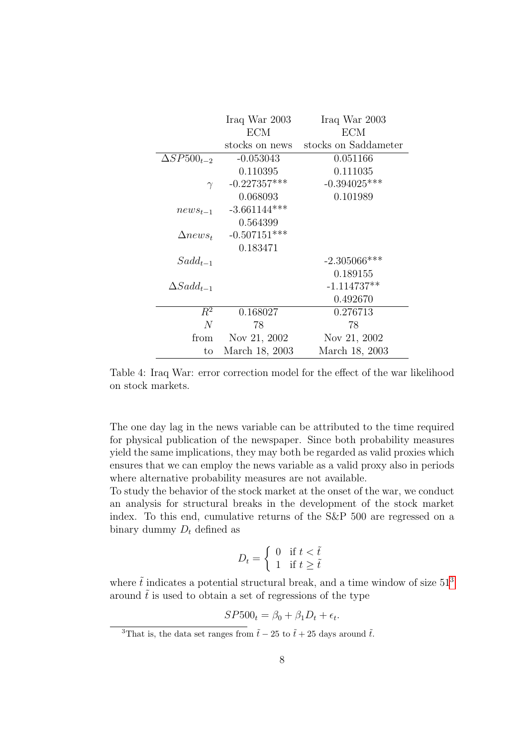| | Iraq War 2003 | Iraq War 2003 |
|---|---|---|
| | ECM | ECM |
| | stocks on news | stocks on Saddameter |
| $\Delta SP500_{t-2}$ | -0.053043 | 0.051166 |
| | 0.110395 | 0.111035 |
| $\gamma$ | -0.227357*** | -0.394025*** |
| | 0.068093 | 0.101989 |
| $news_{t-1}$ | -3.661144*** | |
| | 0.564399 | |
| $\Delta news_t$ | -0.507151*** | |
| | 0.183471 | |
| $Sadd_{t-1}$ | | -2.305066*** |
| | | 0.189155 |
| $\Delta Sadd_{t-1}$ | | -1.114737** |
| | | 0.492670 |
| $R^2$ | 0.168027 | 0.276713 |
| $N$ | 78 | 78 |
| from | Nov 21, 2002 | Nov 21, 2002 |
| to | March 18, 2003 | March 18, 2003 |

Table 4: Iraq War: error correction model for the effect of the war likelihood on stock markets.

The one day lag in the news variable can be attributed to the time required for physical publication of the newspaper. Since both probability measures yield the same implications, they may both be regarded as valid proxies which ensures that we can employ the news variable as a valid proxy also in periods where alternative probability measures are not available.

To study the behavior of the stock market at the onset of the war, we conduct an analysis for structural breaks in the development of the stock market index. To this end, cumulative returns of the S&P 500 are regressed on a binary dummy $D_t$ defined as

$$D_t = \begin{cases} 0 & \text{if } t < \tilde{t} \\ 1 & \text{if } t \geq \tilde{t} \end{cases}$$

where $\tilde{t}$ indicates a potential structural break, and a time window of size 51[3] around $\tilde{t}$ is used to obtain a set of regressions of the type

$$SP500_t = \beta_0 + \beta_1 D_t + \epsilon_t.$$

[3]That is, the data set ranges from $\tilde{t} - 25$ to $\tilde{t} + 25$ days around $\tilde{t}$.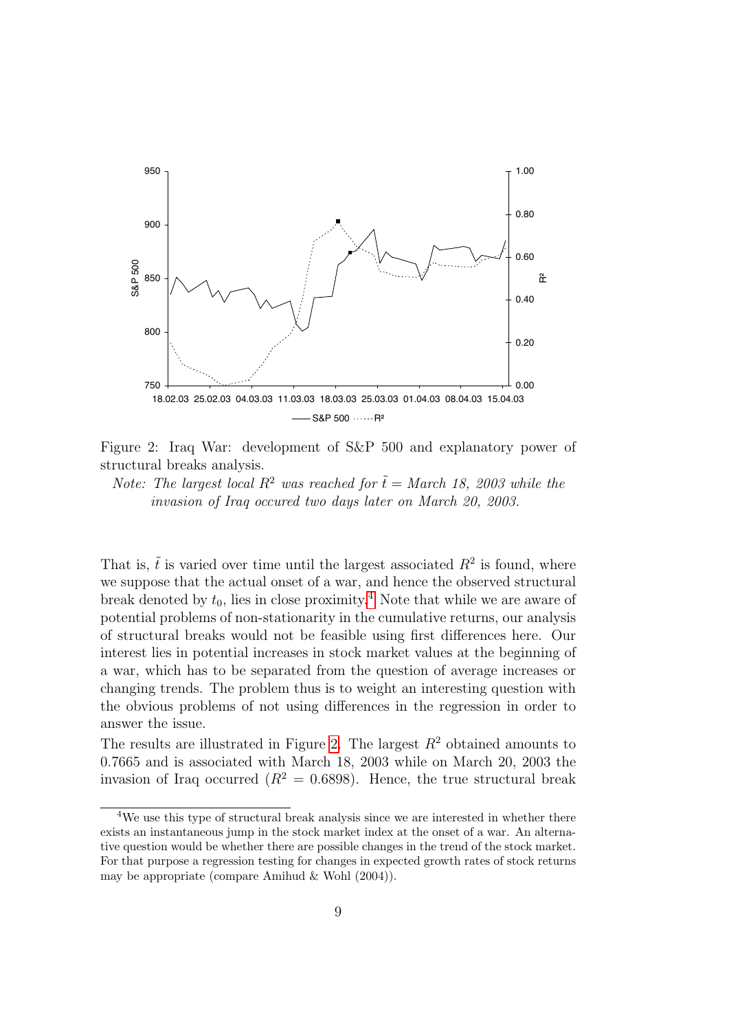Figure 2: Iraq War: development of S&P 500 and explanatory power of structural breaks analysis.

*Note: The largest local $R^2$ was reached for $\tilde{t}$ = March 18, 2003 while the invasion of Iraq occured two days later on March 20, 2003.*

That is, $\tilde{t}$ is varied over time until the largest associated $R^2$ is found, where we suppose that the actual onset of a war, and hence the observed structural break denoted by $t_0$, lies in close proximity.[4] Note that while we are aware of potential problems of non-stationarity in the cumulative returns, our analysis of structural breaks would not be feasible using first differences here. Our interest lies in potential increases in stock market values at the beginning of a war, which has to be separated from the question of average increases or changing trends. The problem thus is to weight an interesting question with the obvious problems of not using differences in the regression in order to answer the issue.

The results are illustrated in Figure 2. The largest $R^2$ obtained amounts to 0.7665 and is associated with March 18, 2003 while on March 20, 2003 the invasion of Iraq occurred ($R^2 = 0.6898$). Hence, the true structural break

---

[4] We use this type of structural break analysis since we are interested in whether there exists an instantaneous jump in the stock market index at the onset of a war. An alternative question would be whether there are possible changes in the trend of the stock market. For that purpose a regression testing for changes in expected growth rates of stock returns may be appropriate (compare Amihud & Wohl (2004)).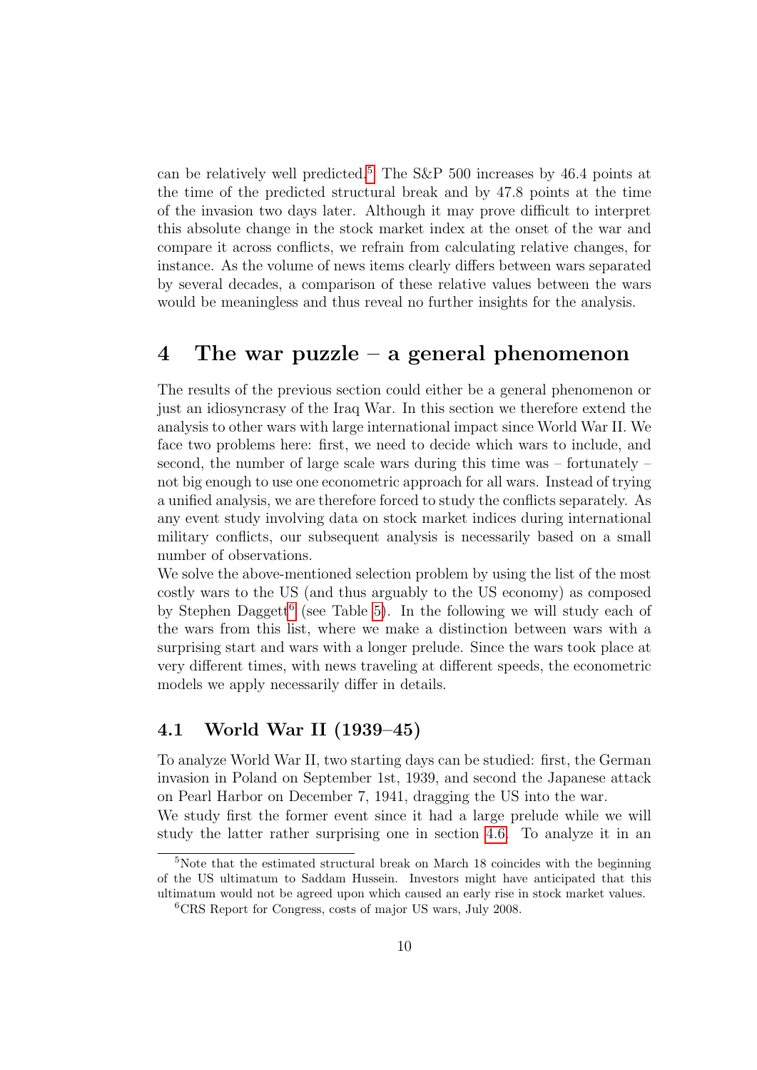can be relatively well predicted.[5] The S&P 500 increases by 46.4 points at the time of the predicted structural break and by 47.8 points at the time of the invasion two days later. Although it may prove difficult to interpret this absolute change in the stock market index at the onset of the war and compare it across conflicts, we refrain from calculating relative changes, for instance. As the volume of news items clearly differs between wars separated by several decades, a comparison of these relative values between the wars would be meaningless and thus reveal no further insights for the analysis.

# 4 The war puzzle – a general phenomenon

The results of the previous section could either be a general phenomenon or just an idiosyncrasy of the Iraq War. In this section we therefore extend the analysis to other wars with large international impact since World War II. We face two problems here: first, we need to decide which wars to include, and second, the number of large scale wars during this time was – fortunately – not big enough to use one econometric approach for all wars. Instead of trying a unified analysis, we are therefore forced to study the conflicts separately. As any event study involving data on stock market indices during international military conflicts, our subsequent analysis is necessarily based on a small number of observations.

We solve the above-mentioned selection problem by using the list of the most costly wars to the US (and thus arguably to the US economy) as composed by Stephen Daggett[6] (see Table 5). In the following we will study each of the wars from this list, where we make a distinction between wars with a surprising start and wars with a longer prelude. Since the wars took place at very different times, with news traveling at different speeds, the econometric models we apply necessarily differ in details.

## 4.1 World War II (1939–45)

To analyze World War II, two starting days can be studied: first, the German invasion in Poland on September 1st, 1939, and second the Japanese attack on Pearl Harbor on December 7, 1941, dragging the US into the war.

We study first the former event since it had a large prelude while we will study the latter rather surprising one in section 4.6. To analyze it in an

[5] Note that the estimated structural break on March 18 coincides with the beginning of the US ultimatum to Saddam Hussein. Investors might have anticipated that this ultimatum would not be agreed upon which caused an early rise in stock market values.

[6] CRS Report for Congress, costs of major US wars, July 2008.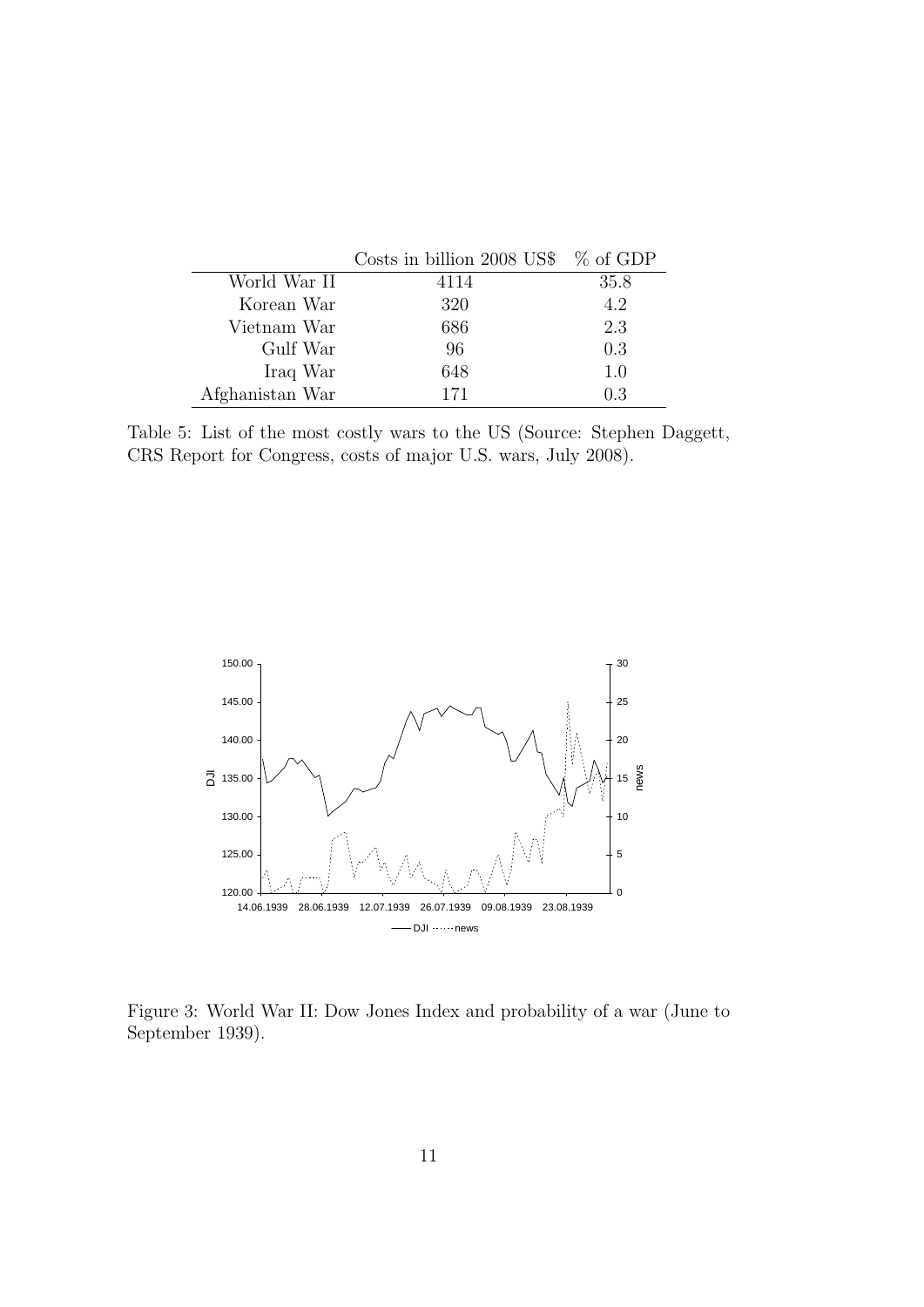|  | Costs in billion 2008 US$ | % of GDP |
|---|---|---|
| World War II | 4114 | 35.8 |
| Korean War | 320 | 4.2 |
| Vietnam War | 686 | 2.3 |
| Gulf War | 96 | 0.3 |
| Iraq War | 648 | 1.0 |
| Afghanistan War | 171 | 0.3 |

Table 5: List of the most costly wars to the US (Source: Stephen Daggett, CRS Report for Congress, costs of major U.S. wars, July 2008).

Figure 3: World War II: Dow Jones Index and probability of a war (June to September 1939).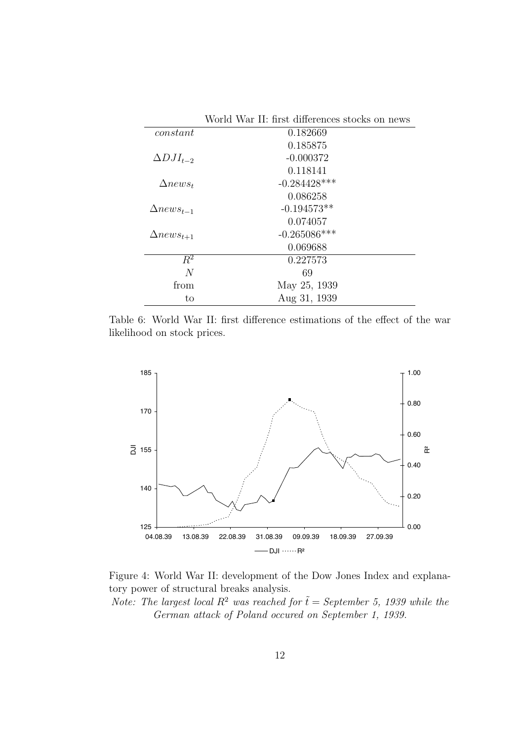| | World War II: first differences stocks on news |
|---|---|
| *constant* | 0.182669 |
| | 0.185875 |
| $\Delta DJI_{t-2}$ | -0.000372 |
| | 0.118141 |
| $\Delta news_t$ | -0.284428*** |
| | 0.086258 |
| $\Delta news_{t-1}$ | -0.194573** |
| | 0.074057 |
| $\Delta news_{t+1}$ | -0.265086*** |
| | 0.069688 |
| $R^2$ | 0.227573 |
| $N$ | 69 |
| from | May 25, 1939 |
| to | Aug 31, 1939 |

Table 6: World War II: first difference estimations of the effect of the war likelihood on stock prices.

Figure 4: World War II: development of the Dow Jones Index and explanatory power of structural breaks analysis.

*Note: The largest local $R^2$ was reached for $\tilde{t}$ = September 5, 1939 while the German attack of Poland occured on September 1, 1939.*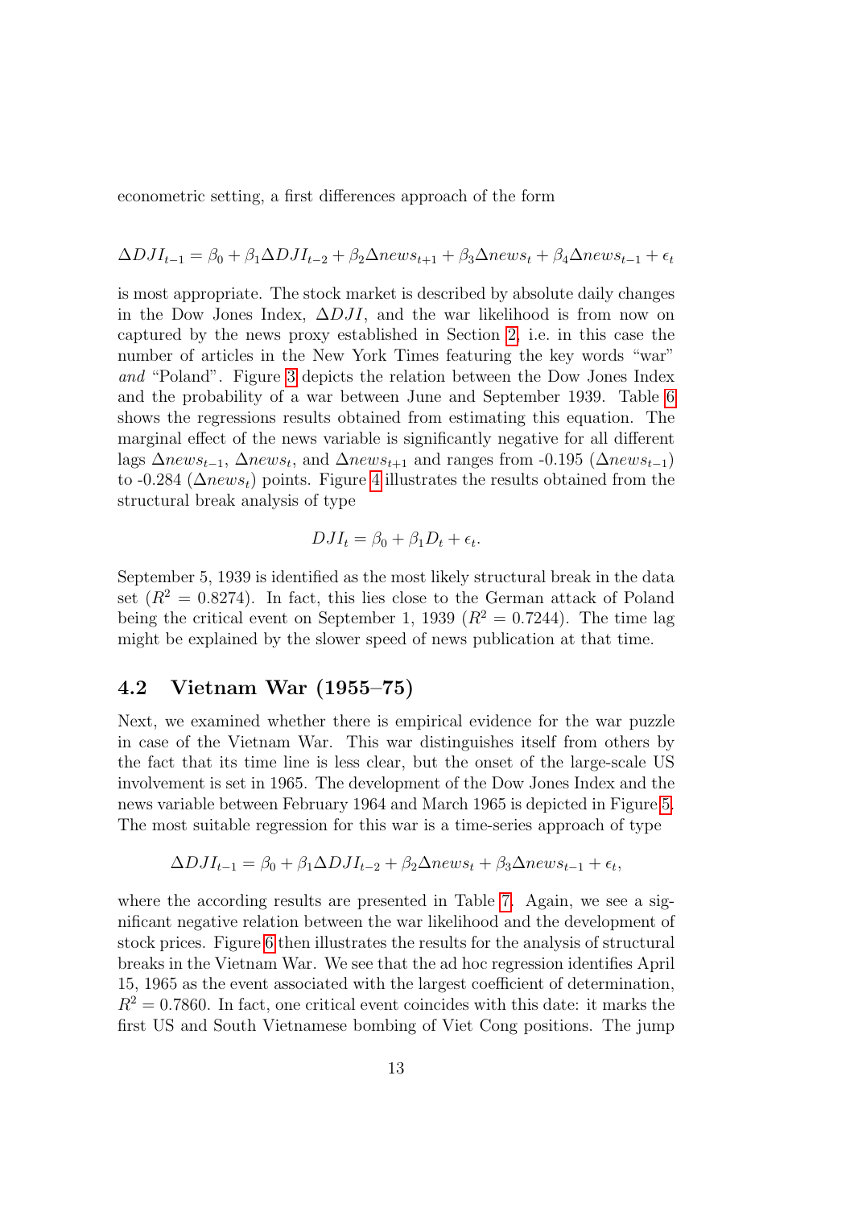econometric setting, a first differences approach of the form

$$\Delta DJI_{t-1} = \beta_0 + \beta_1 \Delta DJI_{t-2} + \beta_2 \Delta news_{t+1} + \beta_3 \Delta news_t + \beta_4 \Delta news_{t-1} + \epsilon_t$$

is most appropriate. The stock market is described by absolute daily changes in the Dow Jones Index, $\Delta DJI$, and the war likelihood is from now on captured by the news proxy established in Section 2, i.e. in this case the number of articles in the New York Times featuring the key words "war" *and* "Poland". Figure 3 depicts the relation between the Dow Jones Index and the probability of a war between June and September 1939. Table 6 shows the regressions results obtained from estimating this equation. The marginal effect of the news variable is significantly negative for all different lags $\Delta news_{t-1}$, $\Delta news_t$, and $\Delta news_{t+1}$ and ranges from -0.195 ($\Delta news_{t-1}$) to -0.284 ($\Delta news_t$) points. Figure 4 illustrates the results obtained from the structural break analysis of type

$$DJI_t = \beta_0 + \beta_1 D_t + \epsilon_t.$$

September 5, 1939 is identified as the most likely structural break in the data set ($R^2 = 0.8274$). In fact, this lies close to the German attack of Poland being the critical event on September 1, 1939 ($R^2 = 0.7244$). The time lag might be explained by the slower speed of news publication at that time.

### 4.2 Vietnam War (1955–75)

Next, we examined whether there is empirical evidence for the war puzzle in case of the Vietnam War. This war distinguishes itself from others by the fact that its time line is less clear, but the onset of the large-scale US involvement is set in 1965. The development of the Dow Jones Index and the news variable between February 1964 and March 1965 is depicted in Figure 5. The most suitable regression for this war is a time-series approach of type

$$\Delta DJI_{t-1} = \beta_0 + \beta_1 \Delta DJI_{t-2} + \beta_2 \Delta news_t + \beta_3 \Delta news_{t-1} + \epsilon_t,$$

where the according results are presented in Table 7. Again, we see a significant negative relation between the war likelihood and the development of stock prices. Figure 6 then illustrates the results for the analysis of structural breaks in the Vietnam War. We see that the ad hoc regression identifies April 15, 1965 as the event associated with the largest coefficient of determination, $R^2 = 0.7860$. In fact, one critical event coincides with this date: it marks the first US and South Vietnamese bombing of Viet Cong positions. The jump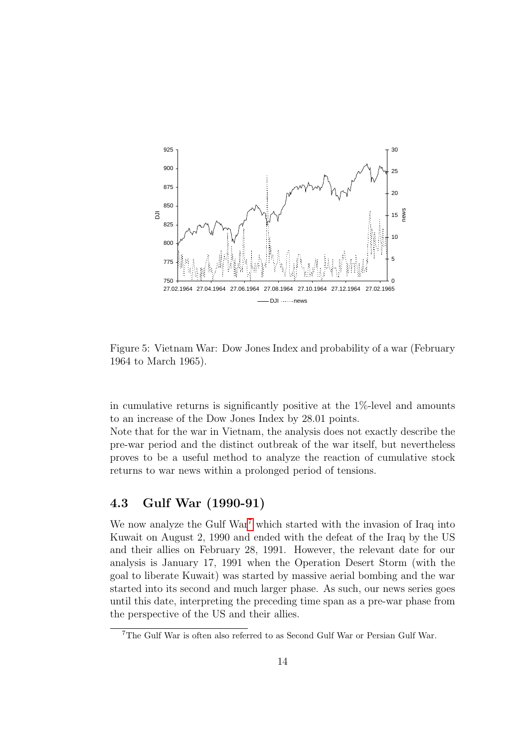Figure 5: Vietnam War: Dow Jones Index and probability of a war (February 1964 to March 1965).

in cumulative returns is significantly positive at the 1%-level and amounts to an increase of the Dow Jones Index by 28.01 points.

Note that for the war in Vietnam, the analysis does not exactly describe the pre-war period and the distinct outbreak of the war itself, but nevertheless proves to be a useful method to analyze the reaction of cumulative stock returns to war news within a prolonged period of tensions.

### 4.3 Gulf War (1990-91)

We now analyze the Gulf War[7] which started with the invasion of Iraq into Kuwait on August 2, 1990 and ended with the defeat of the Iraq by the US and their allies on February 28, 1991. However, the relevant date for our analysis is January 17, 1991 when the Operation Desert Storm (with the goal to liberate Kuwait) was started by massive aerial bombing and the war started into its second and much larger phase. As such, our news series goes until this date, interpreting the preceding time span as a pre-war phase from the perspective of the US and their allies.

[7] The Gulf War is often also referred to as Second Gulf War or Persian Gulf War.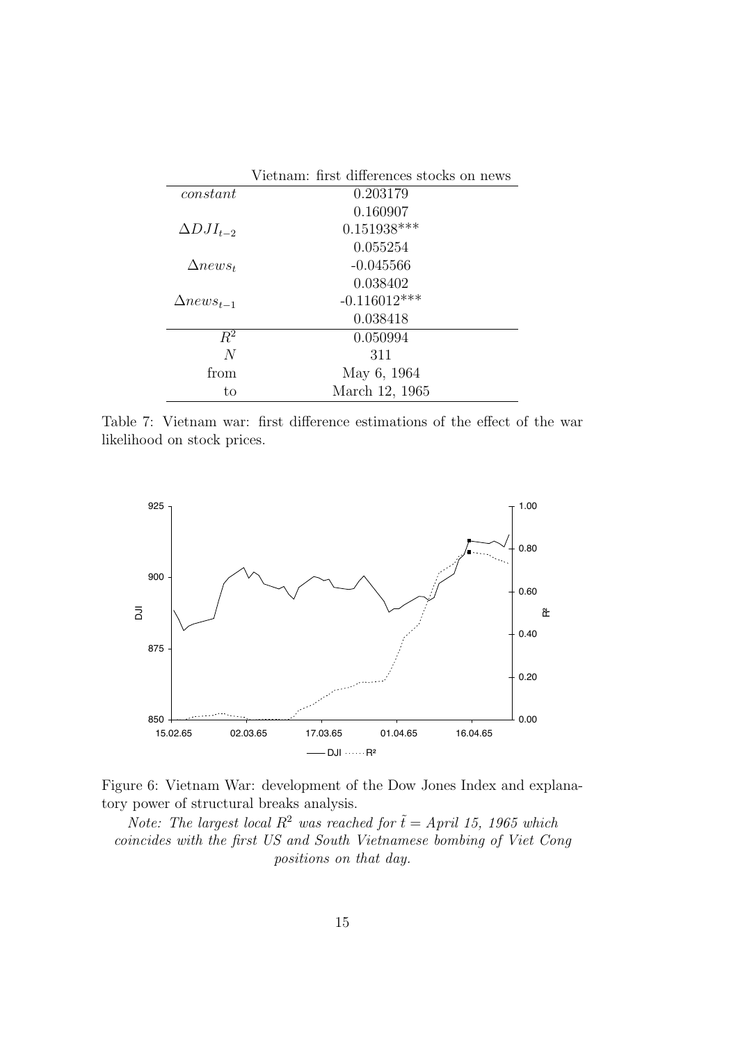| | Vietnam: first differences stocks on news |
|---|---|
| *constant* | 0.203179 |
| | 0.160907 |
| $\Delta DJI_{t-2}$ | 0.151938*** |
| | 0.055254 |
| $\Delta news_t$ | -0.045566 |
| | 0.038402 |
| $\Delta news_{t-1}$ | -0.116012*** |
| | 0.038418 |
| $R^2$ | 0.050994 |
| $N$ | 311 |
| from | May 6, 1964 |
| to | March 12, 1965 |

Table 7: Vietnam war: first difference estimations of the effect of the war likelihood on stock prices.

Figure 6: Vietnam War: development of the Dow Jones Index and explanatory power of structural breaks analysis.

*Note: The largest local $R^2$ was reached for $\tilde{t}$ = April 15, 1965 which coincides with the first US and South Vietnamese bombing of Viet Cong positions on that day.*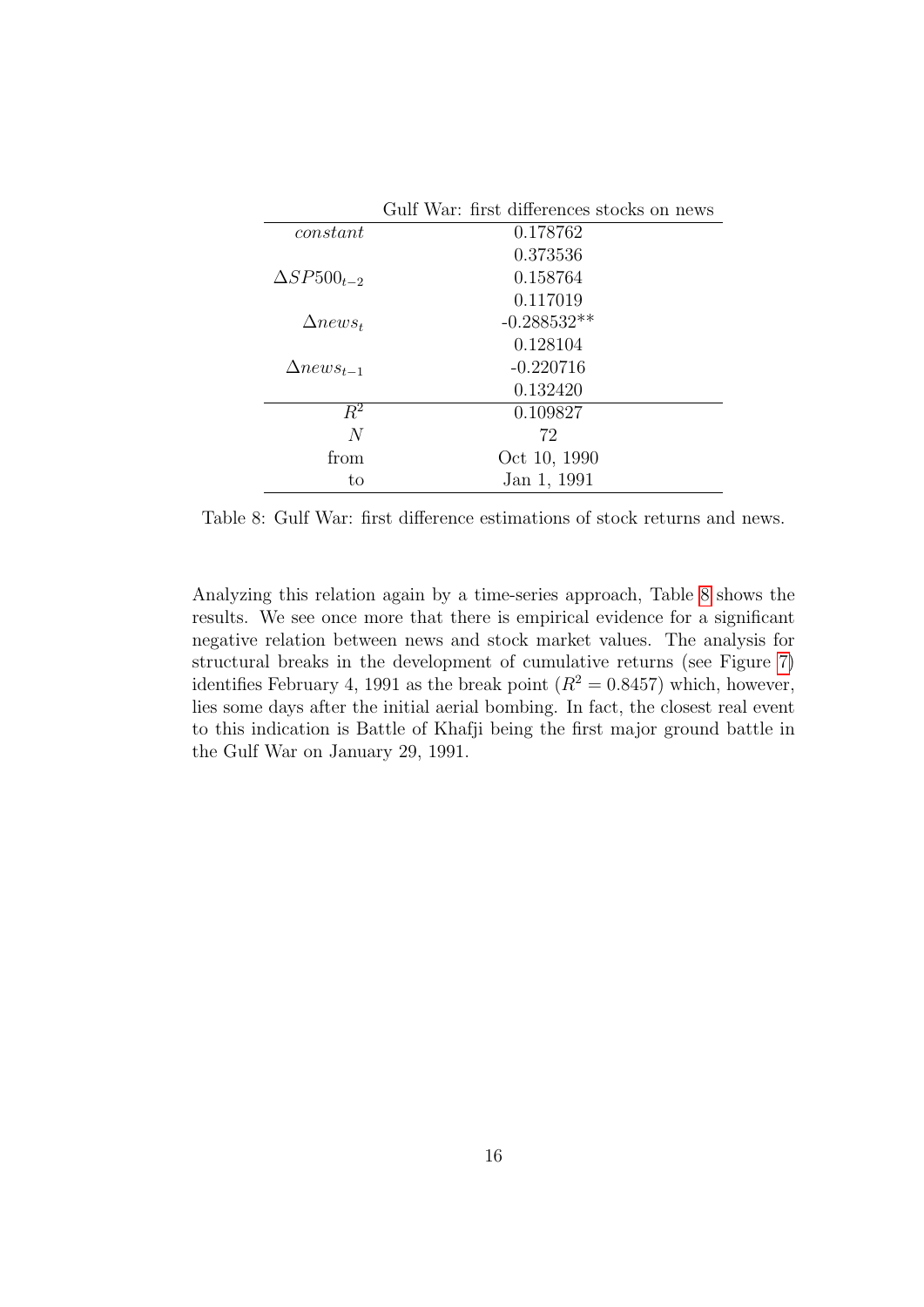| | Gulf War: first differences stocks on news |
|---|---|
| $constant$ | 0.178762 |
| | 0.373536 |
| $\Delta SP500_{t-2}$ | 0.158764 |
| | 0.117019 |
| $\Delta news_t$ | -0.288532** |
| | 0.128104 |
| $\Delta news_{t-1}$ | -0.220716 |
| | 0.132420 |
| $R^2$ | 0.109827 |
| $N$ | 72 |
| from | Oct 10, 1990 |
| to | Jan 1, 1991 |

Table 8: Gulf War: first difference estimations of stock returns and news.

Analyzing this relation again by a time-series approach, Table 8 shows the results. We see once more that there is empirical evidence for a significant negative relation between news and stock market values. The analysis for structural breaks in the development of cumulative returns (see Figure 7) identifies February 4, 1991 as the break point ($R^2 = 0.8457$) which, however, lies some days after the initial aerial bombing. In fact, the closest real event to this indication is Battle of Khafji being the first major ground battle in the Gulf War on January 29, 1991.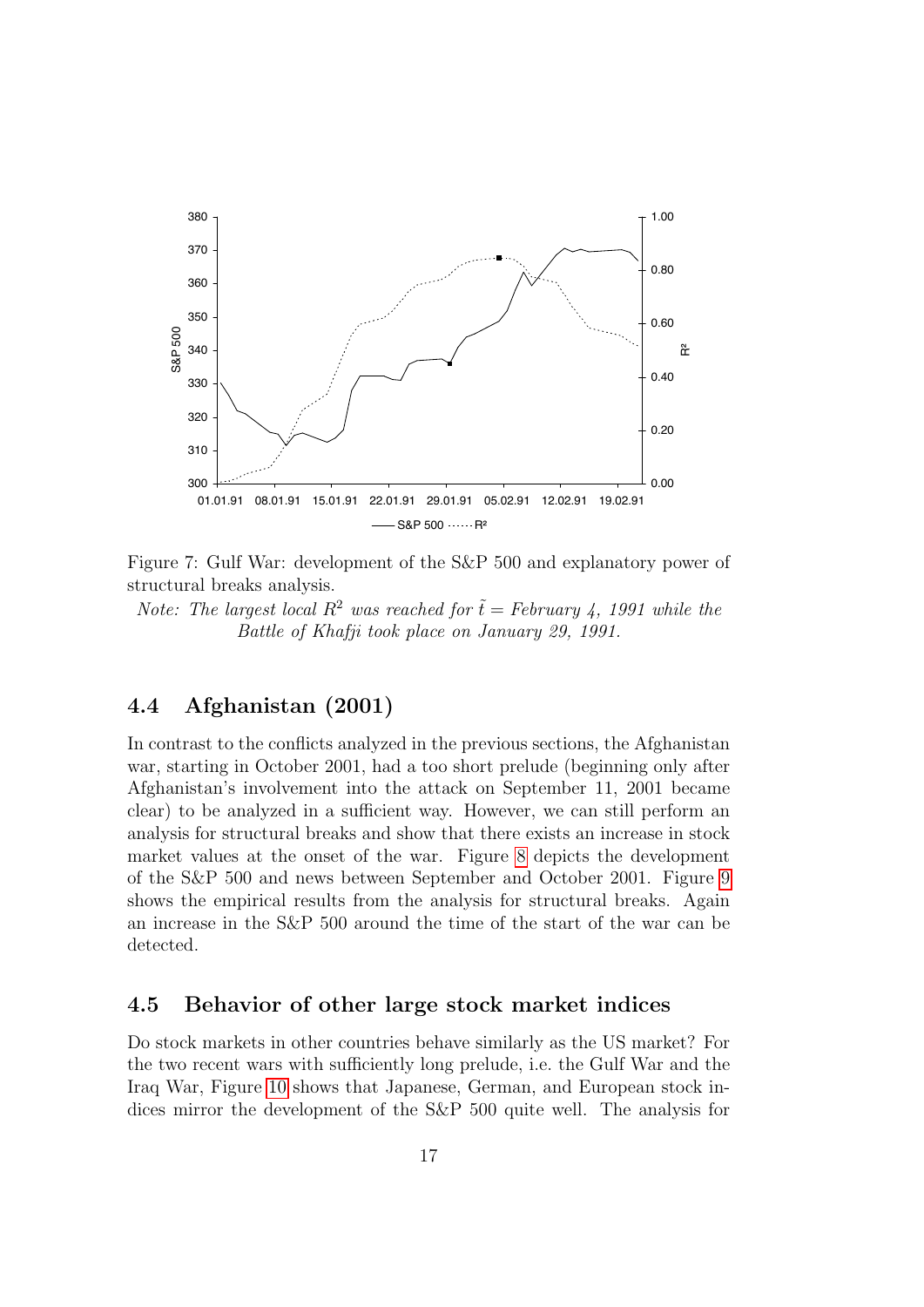Figure 7: Gulf War: development of the S&P 500 and explanatory power of structural breaks analysis.

*Note: The largest local $R^2$ was reached for $\tilde{t}$ = February 4, 1991 while the Battle of Khafji took place on January 29, 1991.*

## 4.4 Afghanistan (2001)

In contrast to the conflicts analyzed in the previous sections, the Afghanistan war, starting in October 2001, had a too short prelude (beginning only after Afghanistan's involvement into the attack on September 11, 2001 became clear) to be analyzed in a sufficient way. However, we can still perform an analysis for structural breaks and show that there exists an increase in stock market values at the onset of the war. Figure 8 depicts the development of the S&P 500 and news between September and October 2001. Figure 9 shows the empirical results from the analysis for structural breaks. Again an increase in the S&P 500 around the time of the start of the war can be detected.

## 4.5 Behavior of other large stock market indices

Do stock markets in other countries behave similarly as the US market? For the two recent wars with sufficiently long prelude, i.e. the Gulf War and the Iraq War, Figure 10 shows that Japanese, German, and European stock indices mirror the development of the S&P 500 quite well. The analysis for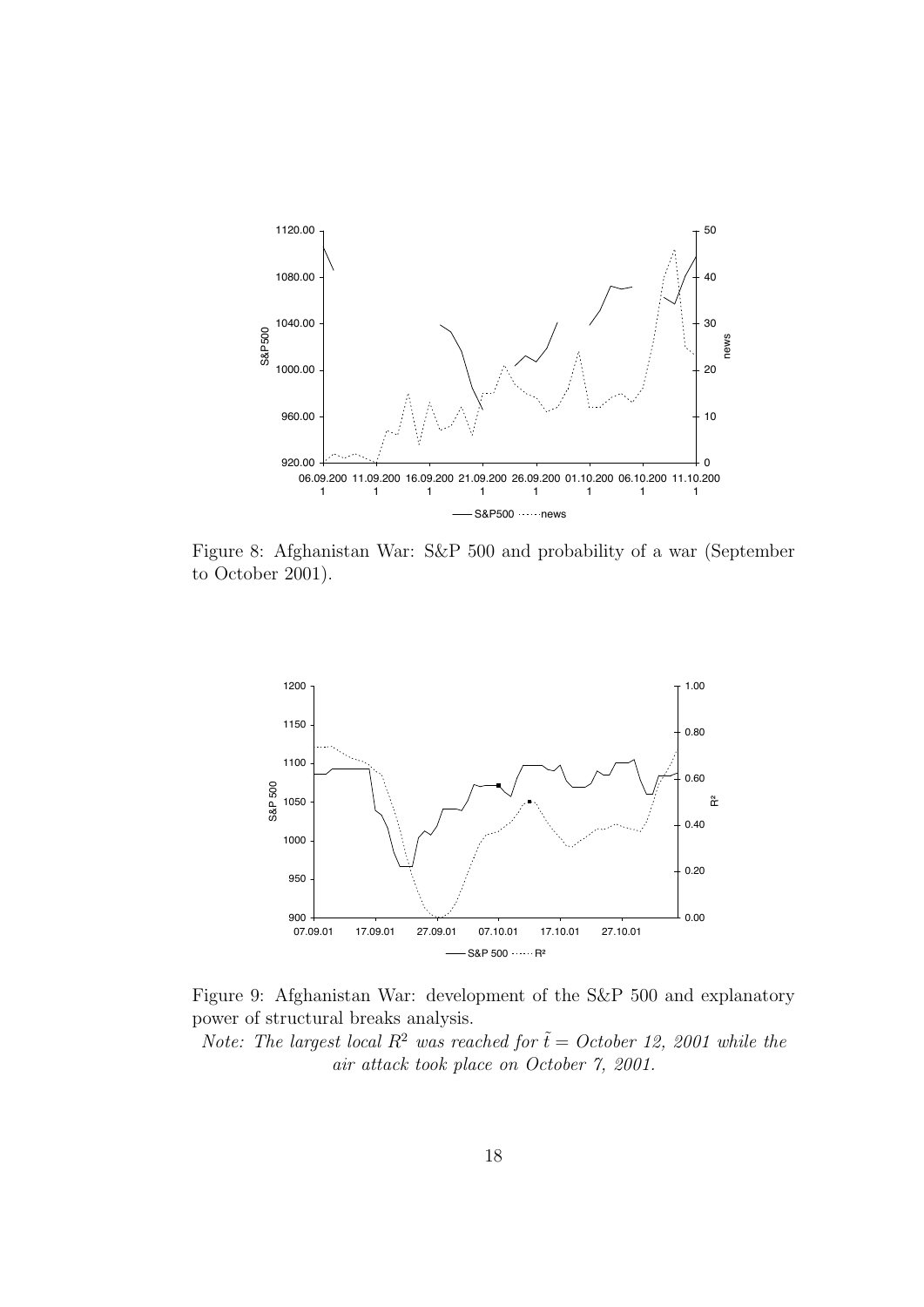Figure 8: Afghanistan War: S&P 500 and probability of a war (September to October 2001).

Figure 9: Afghanistan War: development of the S&P 500 and explanatory power of structural breaks analysis.

*Note: The largest local $R^2$ was reached for $\tilde{t}$ = October 12, 2001 while the air attack took place on October 7, 2001.*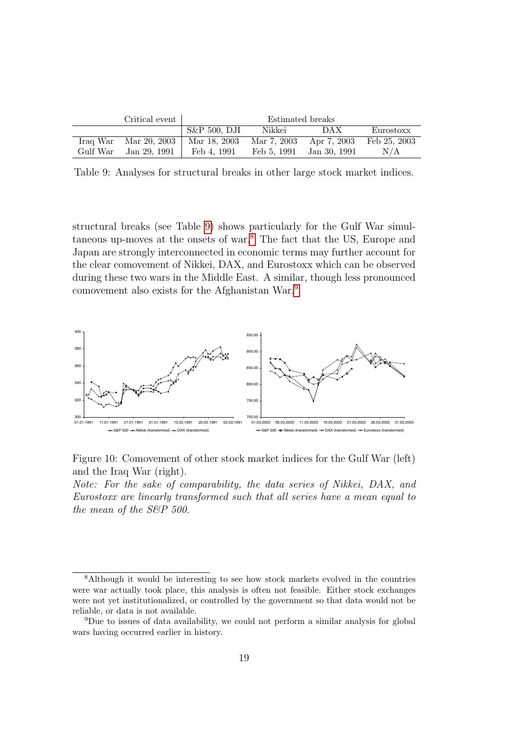| | Critical event | Estimated breaks | | | |
|---|---|---|---|---|---|
| | | S&P 500, DJI | Nikkei | DAX | Eurostoxx |
| Iraq War | Mar 20, 2003 | Mar 18, 2003 | Mar 7, 2003 | Apr 7, 2003 | Feb 25, 2003 |
| Gulf War | Jan 29, 1991 | Feb 4, 1991 | Feb 5, 1991 | Jan 30, 1991 | N/A |

Table 9: Analyses for structural breaks in other large stock market indices.

structural breaks (see Table 9) shows particularly for the Gulf War simultaneous up-moves at the onsets of war.[8] The fact that the US, Europe and Japan are strongly interconnected in economic terms may further account for the clear comovement of Nikkei, DAX, and Eurostoxx which can be observed during these two wars in the Middle East. A similar, though less pronounced comovement also exists for the Afghanistan War.[9]

Figure 10: Comovement of other stock market indices for the Gulf War (left) and the Iraq War (right).

*Note: For the sake of comparability, the data series of Nikkei, DAX, and Eurostoxx are linearly transformed such that all series have a mean equal to the mean of the S&P 500.*

[8] Although it would be interesting to see how stock markets evolved in the countries were war actually took place, this analysis is often not feasible. Either stock exchanges were not yet institutionalized, or controlled by the government so that data would not be reliable, or data is not available.

[9] Due to issues of data availability, we could not perform a similar analysis for global wars having occurred earlier in history.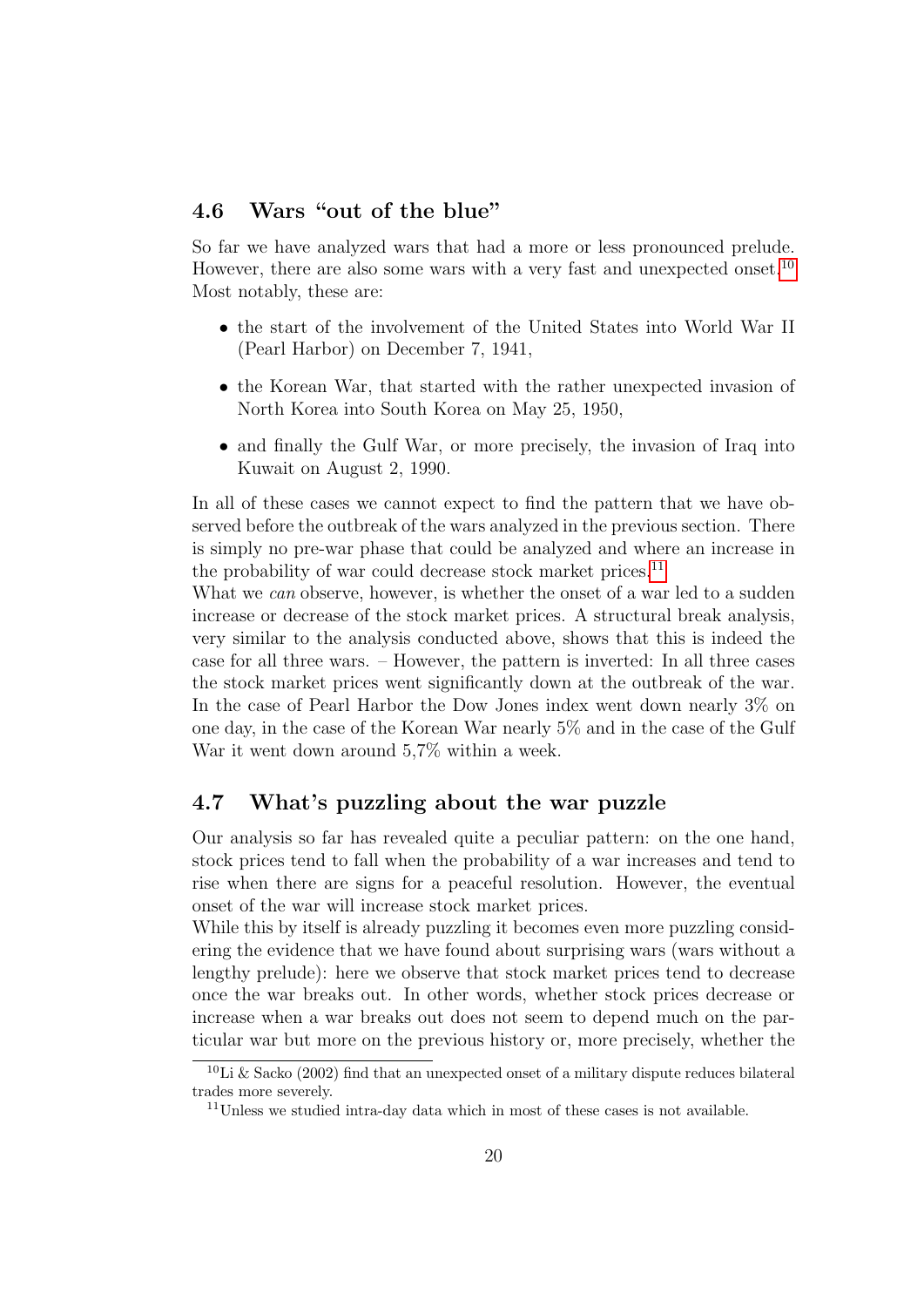## 4.6 Wars "out of the blue"

So far we have analyzed wars that had a more or less pronounced prelude. However, there are also some wars with a very fast and unexpected onset.[10] Most notably, these are:

- the start of the involvement of the United States into World War II (Pearl Harbor) on December 7, 1941,
- the Korean War, that started with the rather unexpected invasion of North Korea into South Korea on May 25, 1950,
- and finally the Gulf War, or more precisely, the invasion of Iraq into Kuwait on August 2, 1990.

In all of these cases we cannot expect to find the pattern that we have observed before the outbreak of the wars analyzed in the previous section. There is simply no pre-war phase that could be analyzed and where an increase in the probability of war could decrease stock market prices.[11]

What we *can* observe, however, is whether the onset of a war led to a sudden increase or decrease of the stock market prices. A structural break analysis, very similar to the analysis conducted above, shows that this is indeed the case for all three wars. – However, the pattern is inverted: In all three cases the stock market prices went significantly down at the outbreak of the war. In the case of Pearl Harbor the Dow Jones index went down nearly 3% on one day, in the case of the Korean War nearly 5% and in the case of the Gulf War it went down around 5,7% within a week.

## 4.7 What's puzzling about the war puzzle

Our analysis so far has revealed quite a peculiar pattern: on the one hand, stock prices tend to fall when the probability of a war increases and tend to rise when there are signs for a peaceful resolution. However, the eventual onset of the war will increase stock market prices.

While this by itself is already puzzling it becomes even more puzzling considering the evidence that we have found about surprising wars (wars without a lengthy prelude): here we observe that stock market prices tend to decrease once the war breaks out. In other words, whether stock prices decrease or increase when a war breaks out does not seem to depend much on the particular war but more on the previous history or, more precisely, whether the

[10] Li & Sacko (2002) find that an unexpected onset of a military dispute reduces bilateral trades more severely.

[11] Unless we studied intra-day data which in most of these cases is not available.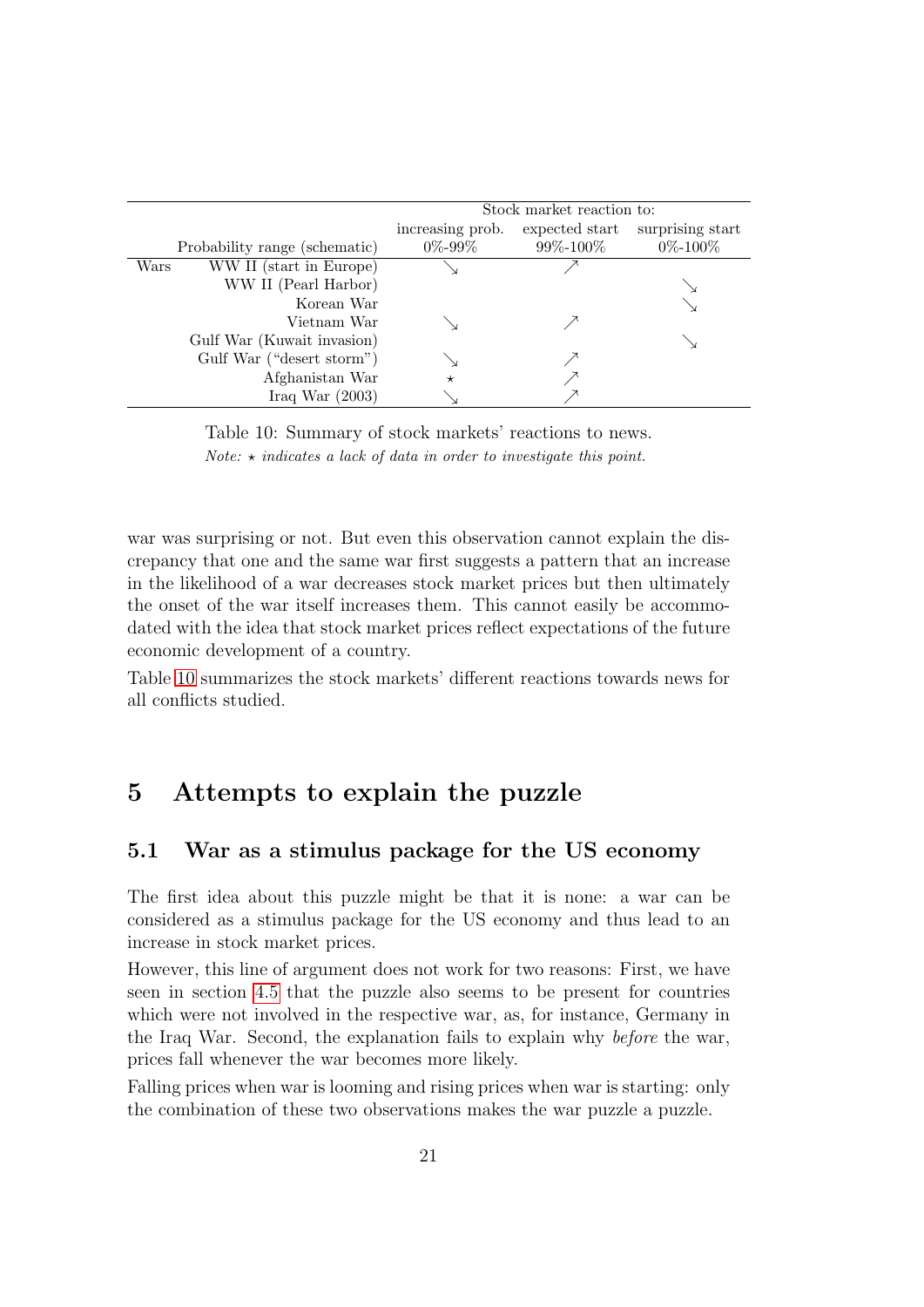| | | Stock market reaction to: | | |
|---|---|---|---|---|
| | | increasing prob. | expected start | surprising start |
| | Probability range (schematic) | 0%-99% | 99%-100% | 0%-100% |
| Wars | WW II (start in Europe) | ↘ | ↗ | |
| | WW II (Pearl Harbor) | | | ↘ |
| | Korean War | | | ↘ |
| | Vietnam War | ↘ | ↗ | |
| | Gulf War (Kuwait invasion) | | | ↘ |
| | Gulf War ("desert storm") | ↘ | ↗ | |
| | Afghanistan War | ⋆ | ↗ | |
| | Iraq War (2003) | ↘ | ↗ | |

Table 10: Summary of stock markets' reactions to news.

*Note: ⋆ indicates a lack of data in order to investigate this point.*

war was surprising or not. But even this observation cannot explain the discrepancy that one and the same war first suggests a pattern that an increase in the likelihood of a war decreases stock market prices but then ultimately the onset of the war itself increases them. This cannot easily be accommodated with the idea that stock market prices reflect expectations of the future economic development of a country.

Table 10 summarizes the stock markets' different reactions towards news for all conflicts studied.

# 5 Attempts to explain the puzzle

## 5.1 War as a stimulus package for the US economy

The first idea about this puzzle might be that it is none: a war can be considered as a stimulus package for the US economy and thus lead to an increase in stock market prices.

However, this line of argument does not work for two reasons: First, we have seen in section 4.5 that the puzzle also seems to be present for countries which were not involved in the respective war, as, for instance, Germany in the Iraq War. Second, the explanation fails to explain why *before* the war, prices fall whenever the war becomes more likely.

Falling prices when war is looming and rising prices when war is starting: only the combination of these two observations makes the war puzzle a puzzle.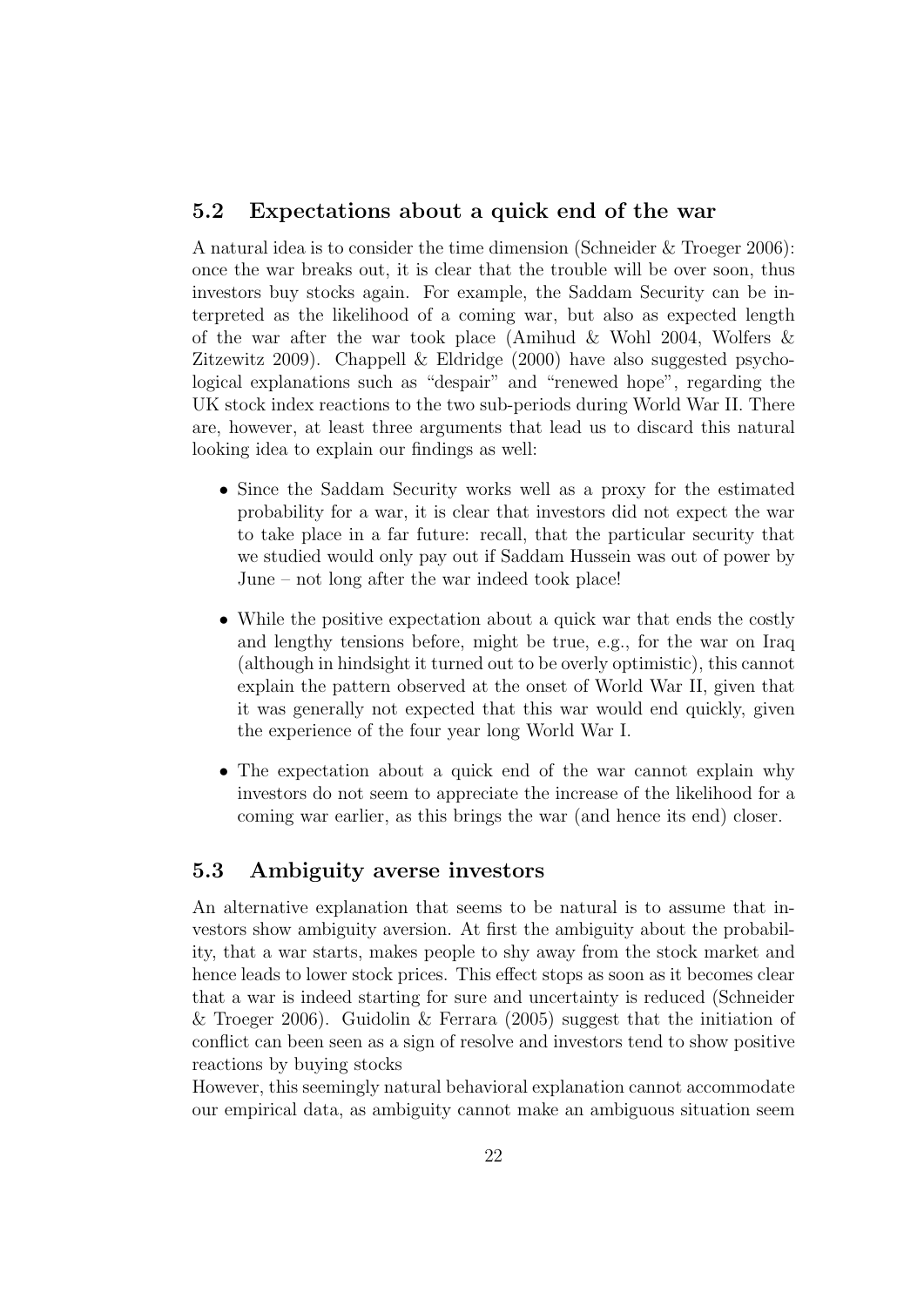## 5.2 Expectations about a quick end of the war

A natural idea is to consider the time dimension (Schneider & Troeger 2006): once the war breaks out, it is clear that the trouble will be over soon, thus investors buy stocks again. For example, the Saddam Security can be interpreted as the likelihood of a coming war, but also as expected length of the war after the war took place (Amihud & Wohl 2004, Wolfers & Zitzewitz 2009). Chappell & Eldridge (2000) have also suggested psychological explanations such as "despair" and "renewed hope", regarding the UK stock index reactions to the two sub-periods during World War II. There are, however, at least three arguments that lead us to discard this natural looking idea to explain our findings as well:

- Since the Saddam Security works well as a proxy for the estimated probability for a war, it is clear that investors did not expect the war to take place in a far future: recall, that the particular security that we studied would only pay out if Saddam Hussein was out of power by June – not long after the war indeed took place!
- While the positive expectation about a quick war that ends the costly and lengthy tensions before, might be true, e.g., for the war on Iraq (although in hindsight it turned out to be overly optimistic), this cannot explain the pattern observed at the onset of World War II, given that it was generally not expected that this war would end quickly, given the experience of the four year long World War I.
- The expectation about a quick end of the war cannot explain why investors do not seem to appreciate the increase of the likelihood for a coming war earlier, as this brings the war (and hence its end) closer.

## 5.3 Ambiguity averse investors

An alternative explanation that seems to be natural is to assume that investors show ambiguity aversion. At first the ambiguity about the probability, that a war starts, makes people to shy away from the stock market and hence leads to lower stock prices. This effect stops as soon as it becomes clear that a war is indeed starting for sure and uncertainty is reduced (Schneider & Troeger 2006). Guidolin & Ferrara (2005) suggest that the initiation of conflict can been seen as a sign of resolve and investors tend to show positive reactions by buying stocks

However, this seemingly natural behavioral explanation cannot accommodate our empirical data, as ambiguity cannot make an ambiguous situation seem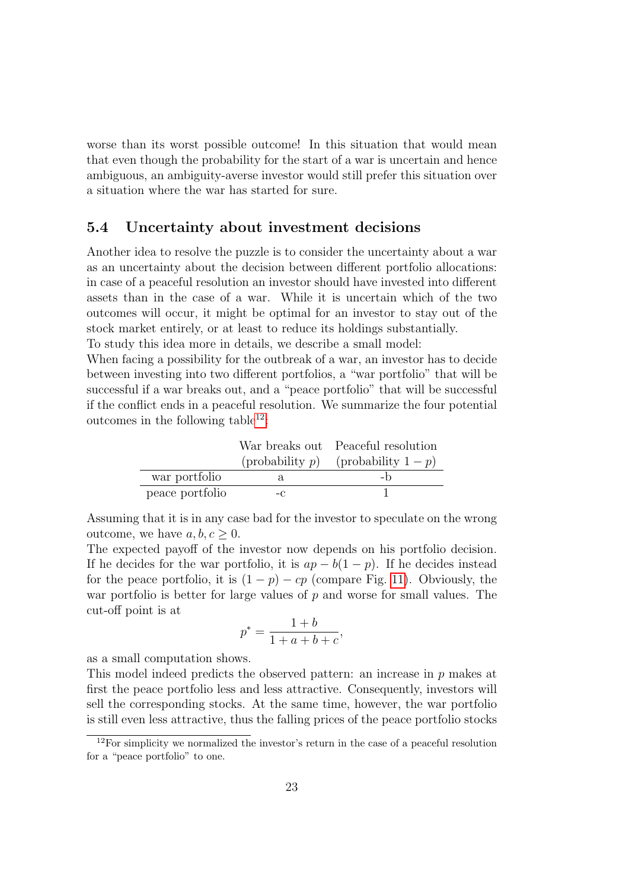worse than its worst possible outcome! In this situation that would mean that even though the probability for the start of a war is uncertain and hence ambiguous, an ambiguity-averse investor would still prefer this situation over a situation where the war has started for sure.

### 5.4 Uncertainty about investment decisions

Another idea to resolve the puzzle is to consider the uncertainty about a war as an uncertainty about the decision between different portfolio allocations: in case of a peaceful resolution an investor should have invested into different assets than in the case of a war. While it is uncertain which of the two outcomes will occur, it might be optimal for an investor to stay out of the stock market entirely, or at least to reduce its holdings substantially.

To study this idea more in details, we describe a small model:

When facing a possibility for the outbreak of a war, an investor has to decide between investing into two different portfolios, a "war portfolio" that will be successful if a war breaks out, and a "peace portfolio" that will be successful if the conflict ends in a peaceful resolution. We summarize the four potential outcomes in the following table[12]:

| | War breaks out (probability $p$) | Peaceful resolution (probability $1-p$) |
|---|---|---|
| war portfolio | a | -b |
| peace portfolio | -c | 1 |

Assuming that it is in any case bad for the investor to speculate on the wrong outcome, we have $a, b, c \geq 0$.

The expected payoff of the investor now depends on his portfolio decision. If he decides for the war portfolio, it is $ap - b(1-p)$. If he decides instead for the peace portfolio, it is $(1-p) - cp$ (compare Fig. 11). Obviously, the war portfolio is better for large values of $p$ and worse for small values. The cut-off point is at

$$p^* = \frac{1+b}{1+a+b+c},$$

as a small computation shows.

This model indeed predicts the observed pattern: an increase in $p$ makes at first the peace portfolio less and less attractive. Consequently, investors will sell the corresponding stocks. At the same time, however, the war portfolio is still even less attractive, thus the falling prices of the peace portfolio stocks

[12] For simplicity we normalized the investor's return in the case of a peaceful resolution for a "peace portfolio" to one.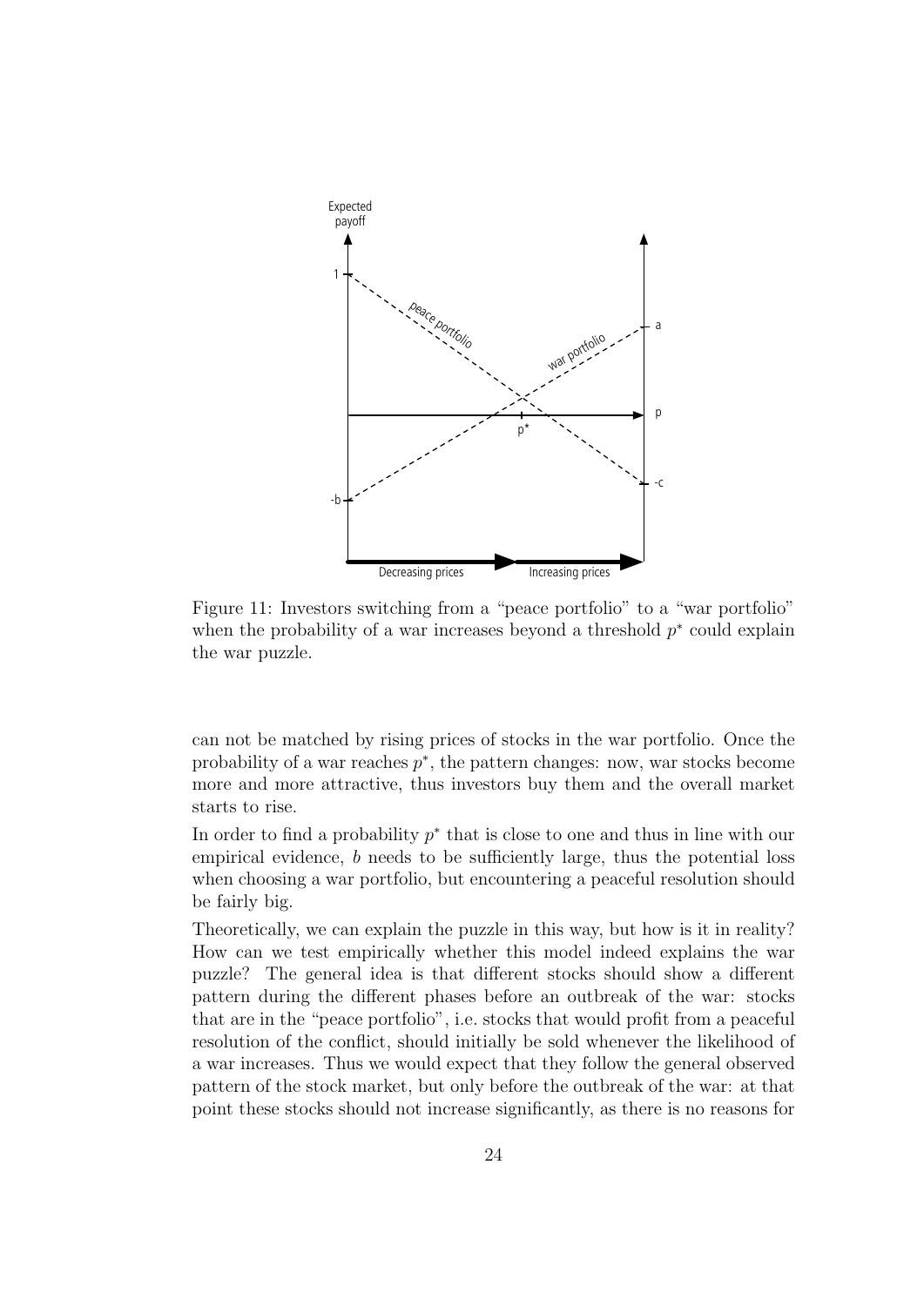Figure 11: Investors switching from a "peace portfolio" to a "war portfolio" when the probability of a war increases beyond a threshold $p^*$ could explain the war puzzle.

can not be matched by rising prices of stocks in the war portfolio. Once the probability of a war reaches $p^*$, the pattern changes: now, war stocks become more and more attractive, thus investors buy them and the overall market starts to rise.

In order to find a probability $p^*$ that is close to one and thus in line with our empirical evidence, $b$ needs to be sufficiently large, thus the potential loss when choosing a war portfolio, but encountering a peaceful resolution should be fairly big.

Theoretically, we can explain the puzzle in this way, but how is it in reality? How can we test empirically whether this model indeed explains the war puzzle? The general idea is that different stocks should show a different pattern during the different phases before an outbreak of the war: stocks that are in the "peace portfolio", i.e. stocks that would profit from a peaceful resolution of the conflict, should initially be sold whenever the likelihood of a war increases. Thus we would expect that they follow the general observed pattern of the stock market, but only before the outbreak of the war: at that point these stocks should not increase significantly, as there is no reasons for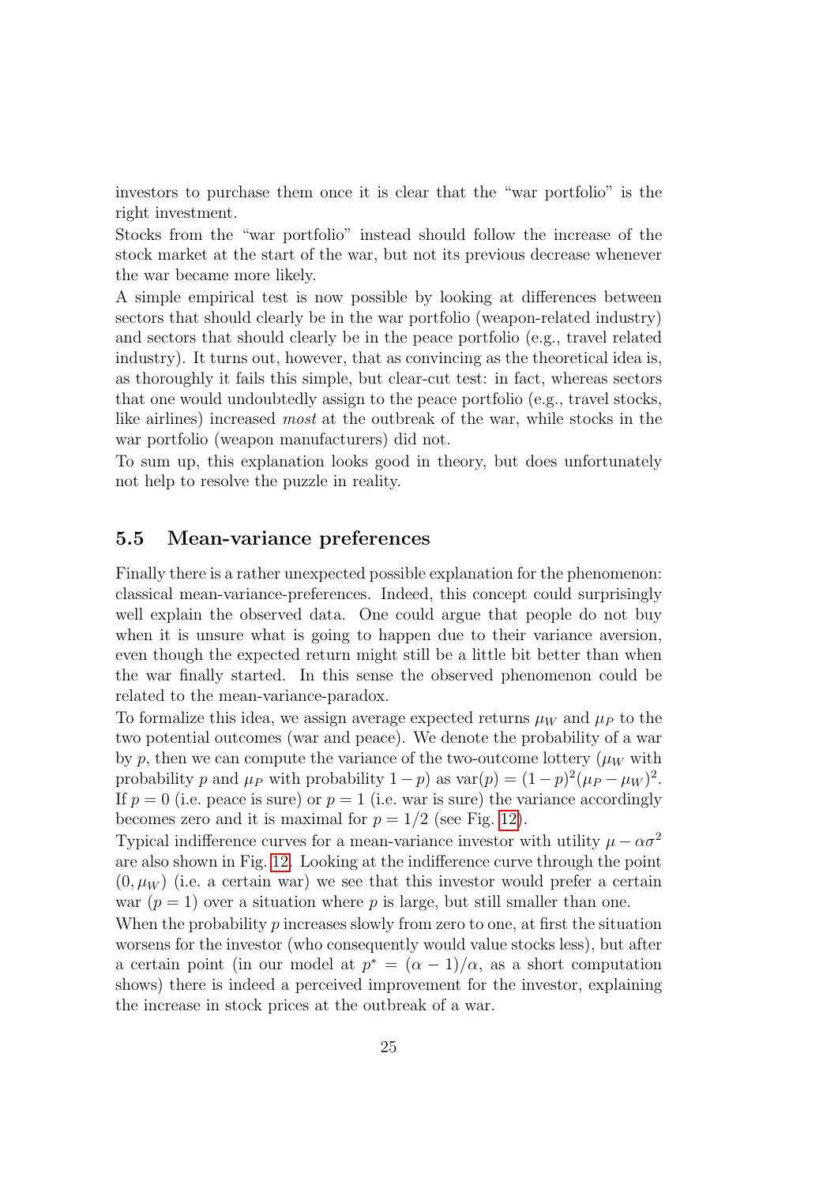investors to purchase them once it is clear that the "war portfolio" is the right investment.

Stocks from the "war portfolio" instead should follow the increase of the stock market at the start of the war, but not its previous decrease whenever the war became more likely.

A simple empirical test is now possible by looking at differences between sectors that should clearly be in the war portfolio (weapon-related industry) and sectors that should clearly be in the peace portfolio (e.g., travel related industry). It turns out, however, that as convincing as the theoretical idea is, as thoroughly it fails this simple, but clear-cut test: in fact, whereas sectors that one would undoubtedly assign to the peace portfolio (e.g., travel stocks, like airlines) increased *most* at the outbreak of the war, while stocks in the war portfolio (weapon manufacturers) did not.

To sum up, this explanation looks good in theory, but does unfortunately not help to resolve the puzzle in reality.

## 5.5 Mean-variance preferences

Finally there is a rather unexpected possible explanation for the phenomenon: classical mean-variance-preferences. Indeed, this concept could surprisingly well explain the observed data. One could argue that people do not buy when it is unsure what is going to happen due to their variance aversion, even though the expected return might still be a little bit better than when the war finally started. In this sense the observed phenomenon could be related to the mean-variance-paradox.

To formalize this idea, we assign average expected returns $\mu_W$ and $\mu_P$ to the two potential outcomes (war and peace). We denote the probability of a war by $p$, then we can compute the variance of the two-outcome lottery ($\mu_W$ with probability $p$ and $\mu_P$ with probability $1-p$) as $\text{var}(p) = (1-p)^2(\mu_P - \mu_W)^2$. If $p = 0$ (i.e. peace is sure) or $p = 1$ (i.e. war is sure) the variance accordingly becomes zero and it is maximal for $p = 1/2$ (see Fig. 12).

Typical indifference curves for a mean-variance investor with utility $\mu - \alpha\sigma^2$ are also shown in Fig. 12. Looking at the indifference curve through the point $(0, \mu_W)$ (i.e. a certain war) we see that this investor would prefer a certain war ($p = 1$) over a situation where $p$ is large, but still smaller than one.

When the probability $p$ increases slowly from zero to one, at first the situation worsens for the investor (who consequently would value stocks less), but after a certain point (in our model at $p^* = (\alpha - 1)/\alpha$, as a short computation shows) there is indeed a perceived improvement for the investor, explaining the increase in stock prices at the outbreak of a war.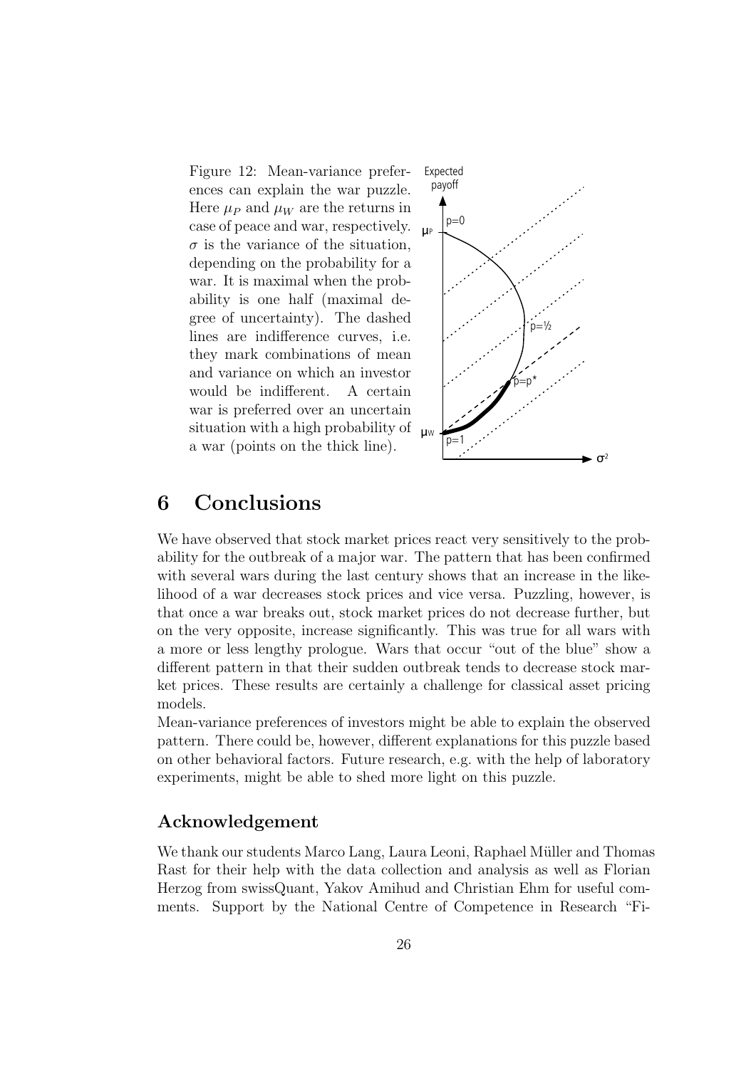Figure 12: Mean-variance preferences can explain the war puzzle. Here $\mu_P$ and $\mu_W$ are the returns in case of peace and war, respectively. $\sigma$ is the variance of the situation, depending on the probability for a war. It is maximal when the probability is one half (maximal degree of uncertainty). The dashed lines are indifference curves, i.e. they mark combinations of mean and variance on which an investor would be indifferent. A certain war is preferred over an uncertain situation with a high probability of a war (points on the thick line).

# 6 Conclusions

We have observed that stock market prices react very sensitively to the probability for the outbreak of a major war. The pattern that has been confirmed with several wars during the last century shows that an increase in the likelihood of a war decreases stock prices and vice versa. Puzzling, however, is that once a war breaks out, stock market prices do not decrease further, but on the very opposite, increase significantly. This was true for all wars with a more or less lengthy prologue. Wars that occur "out of the blue" show a different pattern in that their sudden outbreak tends to decrease stock market prices. These results are certainly a challenge for classical asset pricing models.

Mean-variance preferences of investors might be able to explain the observed pattern. There could be, however, different explanations for this puzzle based on other behavioral factors. Future research, e.g. with the help of laboratory experiments, might be able to shed more light on this puzzle.

## Acknowledgement

We thank our students Marco Lang, Laura Leoni, Raphael Müller and Thomas Rast for their help with the data collection and analysis as well as Florian Herzog from swissQuant, Yakov Amihud and Christian Ehm for useful comments. Support by the National Centre of Competence in Research "Fi-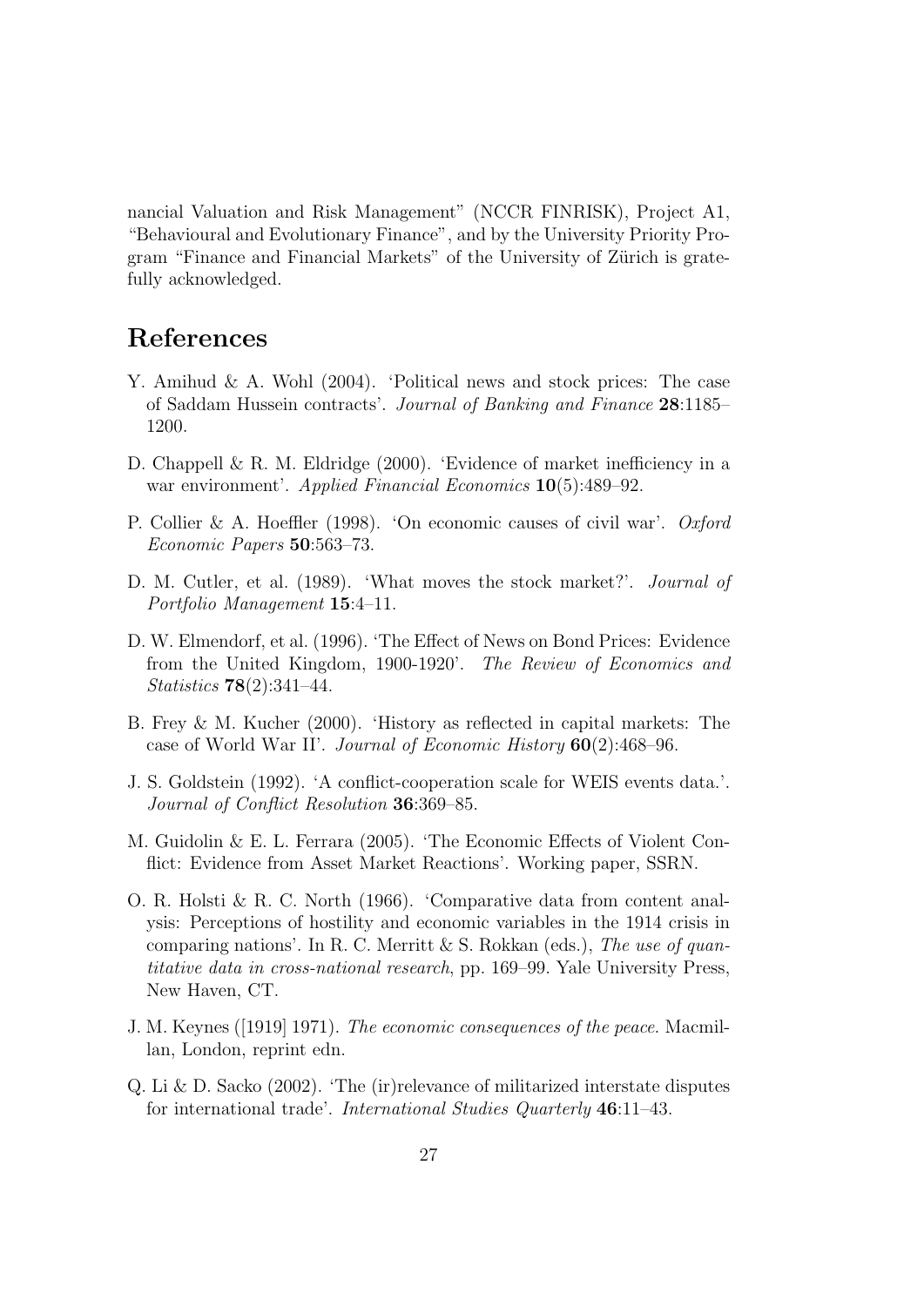nancial Valuation and Risk Management" (NCCR FINRISK), Project A1, "Behavioural and Evolutionary Finance", and by the University Priority Program "Finance and Financial Markets" of the University of Zürich is gratefully acknowledged.

## References

Y. Amihud & A. Wohl (2004). 'Political news and stock prices: The case of Saddam Hussein contracts'. *Journal of Banking and Finance* **28**:1185–1200.

D. Chappell & R. M. Eldridge (2000). 'Evidence of market inefficiency in a war environment'. *Applied Financial Economics* **10**(5):489–92.

P. Collier & A. Hoeffler (1998). 'On economic causes of civil war'. *Oxford Economic Papers* **50**:563–73.

D. M. Cutler, et al. (1989). 'What moves the stock market?'. *Journal of Portfolio Management* **15**:4–11.

D. W. Elmendorf, et al. (1996). 'The Effect of News on Bond Prices: Evidence from the United Kingdom, 1900-1920'. *The Review of Economics and Statistics* **78**(2):341–44.

B. Frey & M. Kucher (2000). 'History as reflected in capital markets: The case of World War II'. *Journal of Economic History* **60**(2):468–96.

J. S. Goldstein (1992). 'A conflict-cooperation scale for WEIS events data.'. *Journal of Conflict Resolution* **36**:369–85.

M. Guidolin & E. L. Ferrara (2005). 'The Economic Effects of Violent Conflict: Evidence from Asset Market Reactions'. Working paper, SSRN.

O. R. Holsti & R. C. North (1966). 'Comparative data from content analysis: Perceptions of hostility and economic variables in the 1914 crisis in comparing nations'. In R. C. Merritt & S. Rokkan (eds.), *The use of quantitative data in cross-national research*, pp. 169–99. Yale University Press, New Haven, CT.

J. M. Keynes ([1919] 1971). *The economic consequences of the peace.* Macmillan, London, reprint edn.

Q. Li & D. Sacko (2002). 'The (ir)relevance of militarized interstate disputes for international trade'. *International Studies Quarterly* **46**:11–43.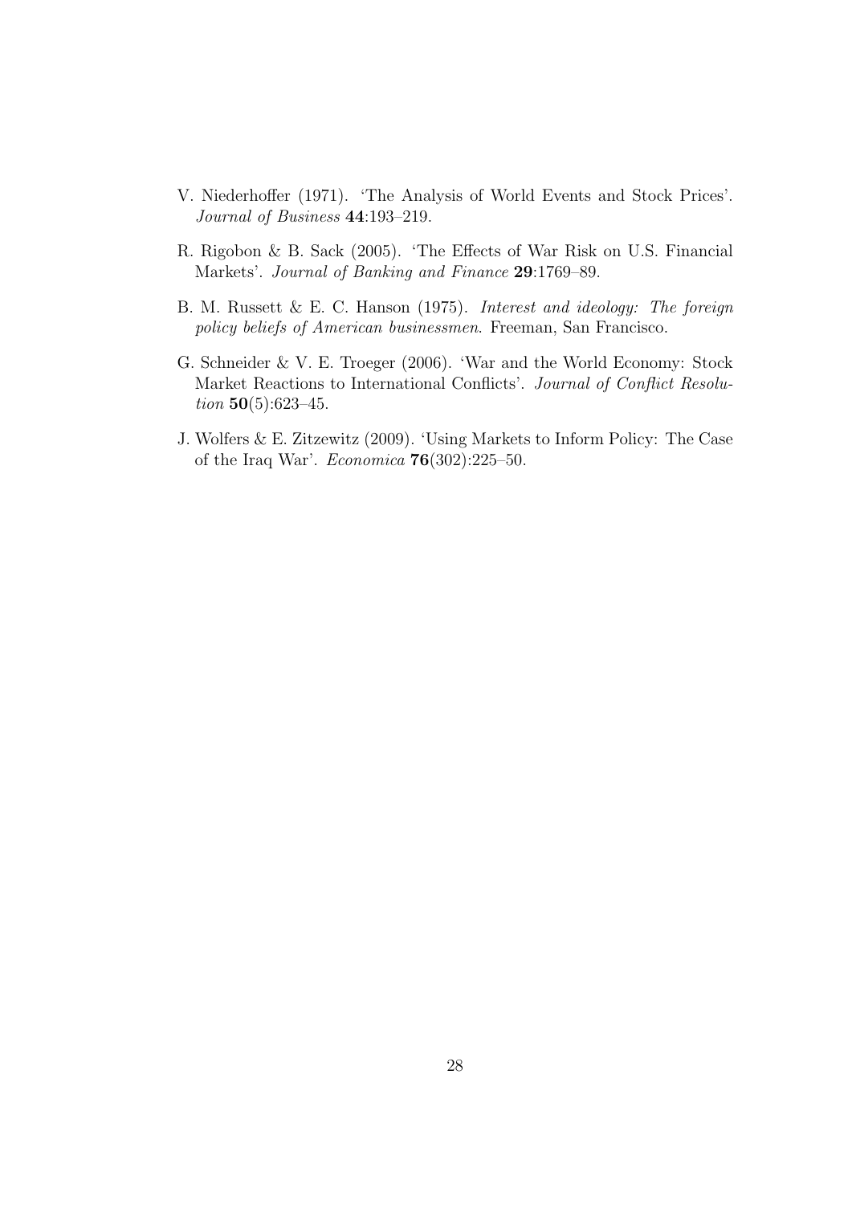V. Niederhoffer (1971). 'The Analysis of World Events and Stock Prices'. *Journal of Business* **44**:193–219.

R. Rigobon & B. Sack (2005). 'The Effects of War Risk on U.S. Financial Markets'. *Journal of Banking and Finance* **29**:1769–89.

B. M. Russett & E. C. Hanson (1975). *Interest and ideology: The foreign policy beliefs of American businessmen*. Freeman, San Francisco.

G. Schneider & V. E. Troeger (2006). 'War and the World Economy: Stock Market Reactions to International Conflicts'. *Journal of Conflict Resolution* **50**(5):623–45.

J. Wolfers & E. Zitzewitz (2009). 'Using Markets to Inform Policy: The Case of the Iraq War'. *Economica* **76**(302):225–50.